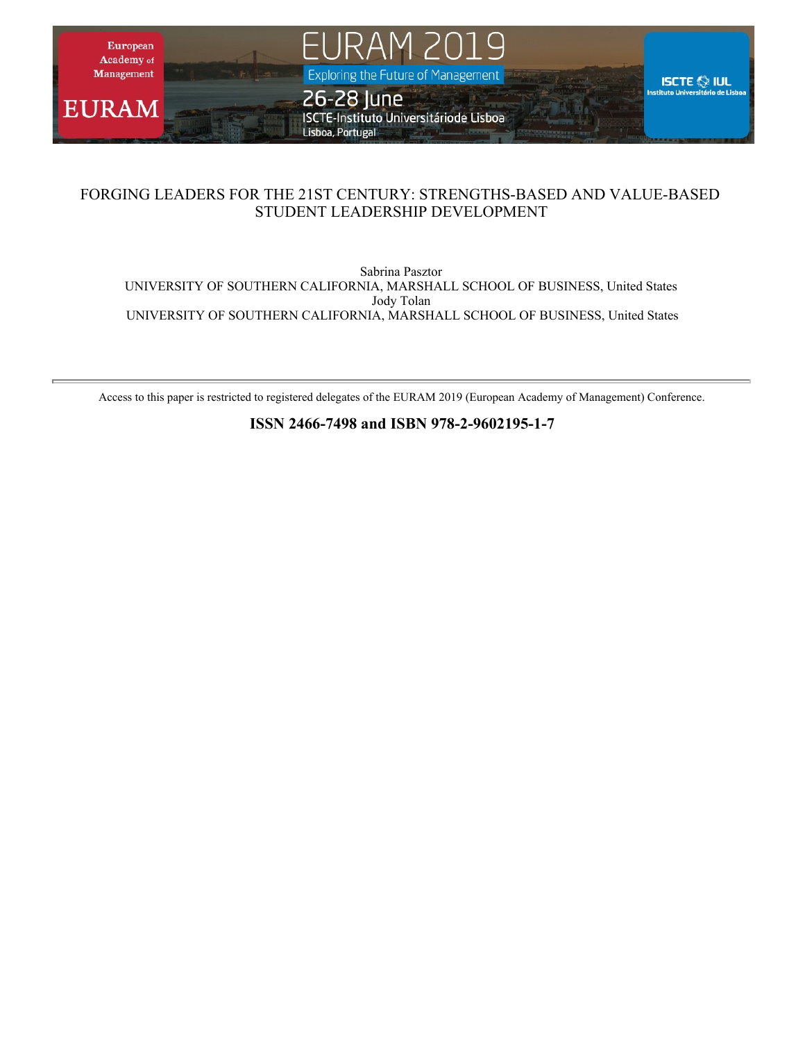# FORGING LEADERS FOR THE 21ST CENTURY: STRENGTHS-BASED AND VALUE-BASED STUDENT LEADERSHIP DEVELOPMENT

Sabrina Pasztor
UNIVERSITY OF SOUTHERN CALIFORNIA, MARSHALL SCHOOL OF BUSINESS, United States
Jody Tolan
UNIVERSITY OF SOUTHERN CALIFORNIA, MARSHALL SCHOOL OF BUSINESS, United States

---

Access to this paper is restricted to registered delegates of the EURAM 2019 (European Academy of Management) Conference.

**ISSN 2466-7498 and ISBN 978-2-9602195-1-7**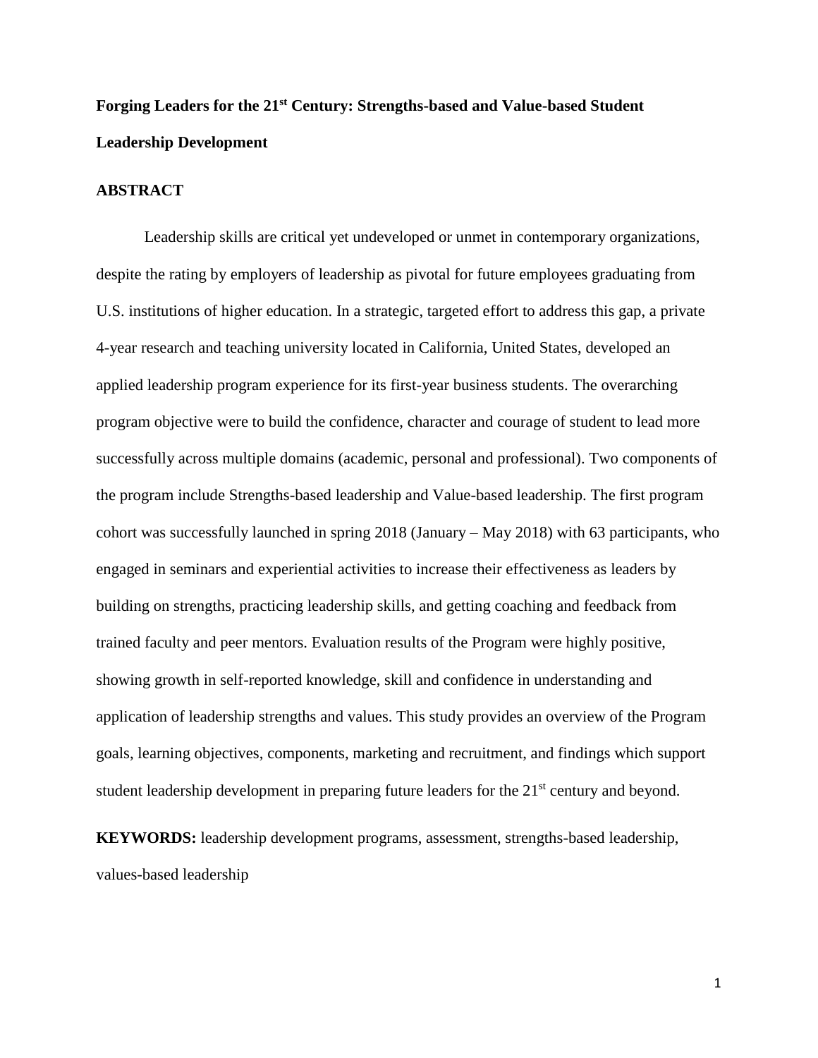# Forging Leaders for the 21st Century: Strengths-based and Value-based Student Leadership Development

## ABSTRACT

Leadership skills are critical yet undeveloped or unmet in contemporary organizations, despite the rating by employers of leadership as pivotal for future employees graduating from U.S. institutions of higher education. In a strategic, targeted effort to address this gap, a private 4-year research and teaching university located in California, United States, developed an applied leadership program experience for its first-year business students. The overarching program objective were to build the confidence, character and courage of student to lead more successfully across multiple domains (academic, personal and professional). Two components of the program include Strengths-based leadership and Value-based leadership. The first program cohort was successfully launched in spring 2018 (January – May 2018) with 63 participants, who engaged in seminars and experiential activities to increase their effectiveness as leaders by building on strengths, practicing leadership skills, and getting coaching and feedback from trained faculty and peer mentors. Evaluation results of the Program were highly positive, showing growth in self-reported knowledge, skill and confidence in understanding and application of leadership strengths and values. This study provides an overview of the Program goals, learning objectives, components, marketing and recruitment, and findings which support student leadership development in preparing future leaders for the 21st century and beyond.

**KEYWORDS:** leadership development programs, assessment, strengths-based leadership, values-based leadership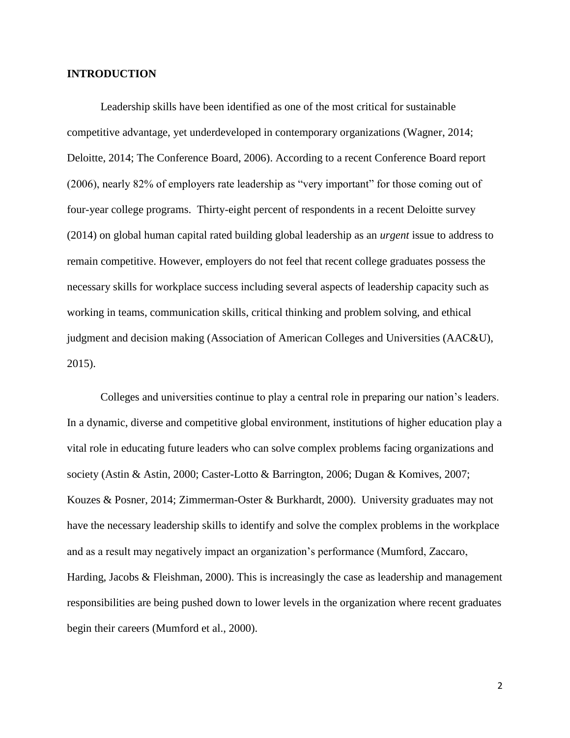**INTRODUCTION**

Leadership skills have been identified as one of the most critical for sustainable competitive advantage, yet underdeveloped in contemporary organizations (Wagner, 2014; Deloitte, 2014; The Conference Board, 2006). According to a recent Conference Board report (2006), nearly 82% of employers rate leadership as "very important" for those coming out of four-year college programs. Thirty-eight percent of respondents in a recent Deloitte survey (2014) on global human capital rated building global leadership as an *urgent* issue to address to remain competitive. However, employers do not feel that recent college graduates possess the necessary skills for workplace success including several aspects of leadership capacity such as working in teams, communication skills, critical thinking and problem solving, and ethical judgment and decision making (Association of American Colleges and Universities (AAC&U), 2015).

Colleges and universities continue to play a central role in preparing our nation's leaders. In a dynamic, diverse and competitive global environment, institutions of higher education play a vital role in educating future leaders who can solve complex problems facing organizations and society (Astin & Astin, 2000; Caster-Lotto & Barrington, 2006; Dugan & Komives, 2007; Kouzes & Posner, 2014; Zimmerman-Oster & Burkhardt, 2000). University graduates may not have the necessary leadership skills to identify and solve the complex problems in the workplace and as a result may negatively impact an organization's performance (Mumford, Zaccaro, Harding, Jacobs & Fleishman, 2000). This is increasingly the case as leadership and management responsibilities are being pushed down to lower levels in the organization where recent graduates begin their careers (Mumford et al., 2000).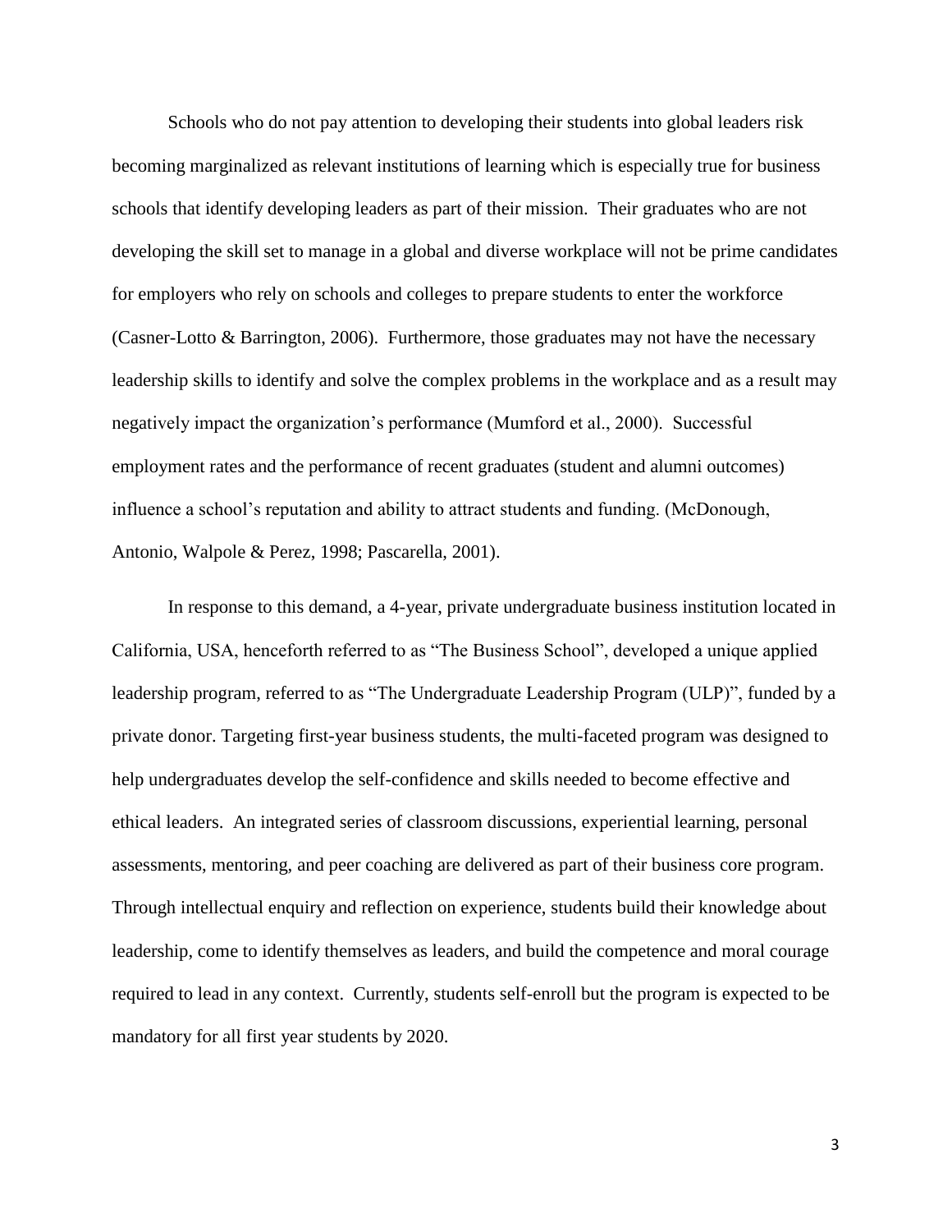Schools who do not pay attention to developing their students into global leaders risk becoming marginalized as relevant institutions of learning which is especially true for business schools that identify developing leaders as part of their mission. Their graduates who are not developing the skill set to manage in a global and diverse workplace will not be prime candidates for employers who rely on schools and colleges to prepare students to enter the workforce (Casner-Lotto & Barrington, 2006). Furthermore, those graduates may not have the necessary leadership skills to identify and solve the complex problems in the workplace and as a result may negatively impact the organization's performance (Mumford et al., 2000). Successful employment rates and the performance of recent graduates (student and alumni outcomes) influence a school's reputation and ability to attract students and funding. (McDonough, Antonio, Walpole & Perez, 1998; Pascarella, 2001).

In response to this demand, a 4-year, private undergraduate business institution located in California, USA, henceforth referred to as "The Business School", developed a unique applied leadership program, referred to as "The Undergraduate Leadership Program (ULP)", funded by a private donor. Targeting first-year business students, the multi-faceted program was designed to help undergraduates develop the self-confidence and skills needed to become effective and ethical leaders. An integrated series of classroom discussions, experiential learning, personal assessments, mentoring, and peer coaching are delivered as part of their business core program. Through intellectual enquiry and reflection on experience, students build their knowledge about leadership, come to identify themselves as leaders, and build the competence and moral courage required to lead in any context. Currently, students self-enroll but the program is expected to be mandatory for all first year students by 2020.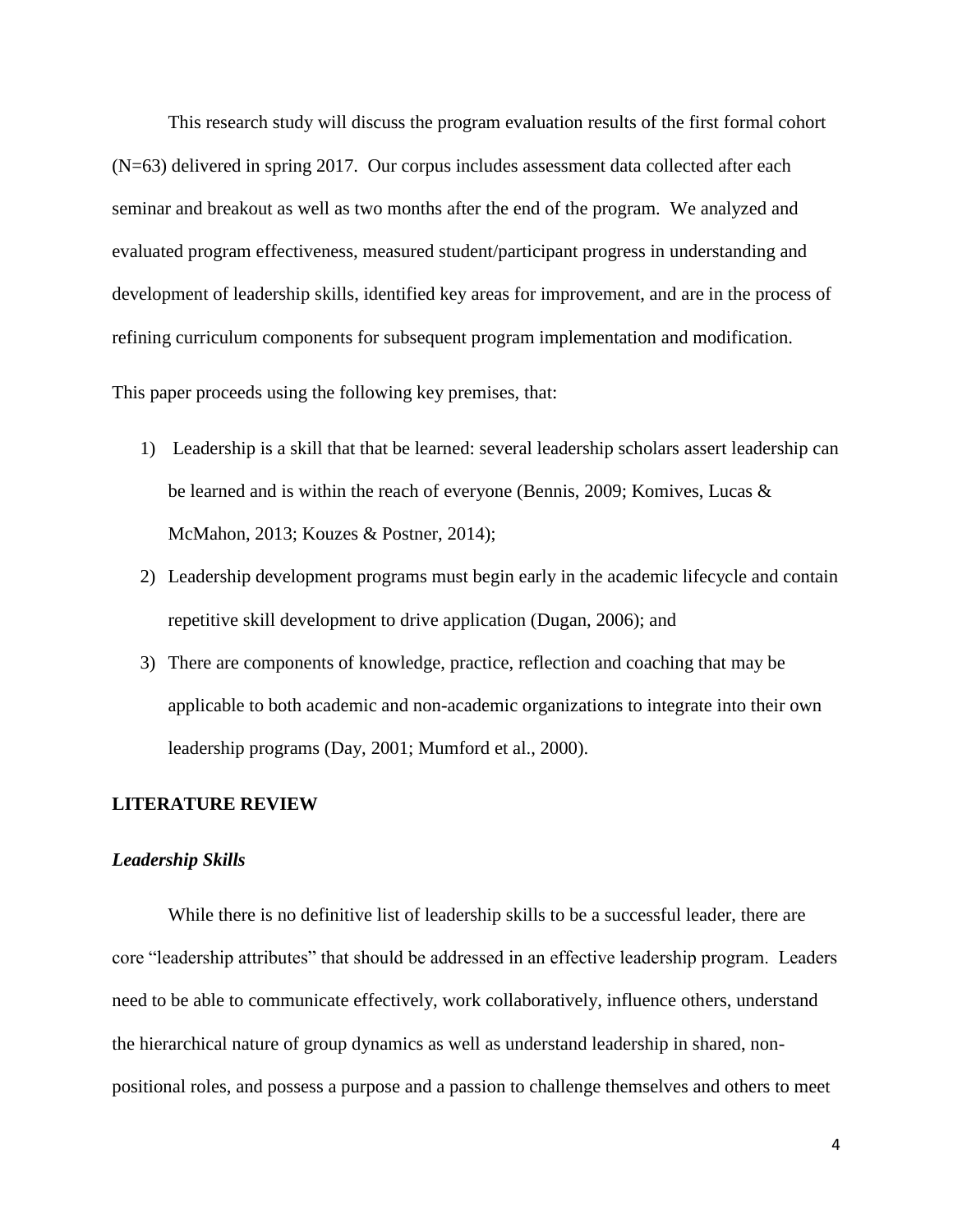This research study will discuss the program evaluation results of the first formal cohort (N=63) delivered in spring 2017. Our corpus includes assessment data collected after each seminar and breakout as well as two months after the end of the program. We analyzed and evaluated program effectiveness, measured student/participant progress in understanding and development of leadership skills, identified key areas for improvement, and are in the process of refining curriculum components for subsequent program implementation and modification.

This paper proceeds using the following key premises, that:

1) Leadership is a skill that that be learned: several leadership scholars assert leadership can be learned and is within the reach of everyone (Bennis, 2009; Komives, Lucas & McMahon, 2013; Kouzes & Postner, 2014);
2) Leadership development programs must begin early in the academic lifecycle and contain repetitive skill development to drive application (Dugan, 2006); and
3) There are components of knowledge, practice, reflection and coaching that may be applicable to both academic and non-academic organizations to integrate into their own leadership programs (Day, 2001; Mumford et al., 2000).

## LITERATURE REVIEW

### *Leadership Skills*

While there is no definitive list of leadership skills to be a successful leader, there are core "leadership attributes" that should be addressed in an effective leadership program. Leaders need to be able to communicate effectively, work collaboratively, influence others, understand the hierarchical nature of group dynamics as well as understand leadership in shared, non-positional roles, and possess a purpose and a passion to challenge themselves and others to meet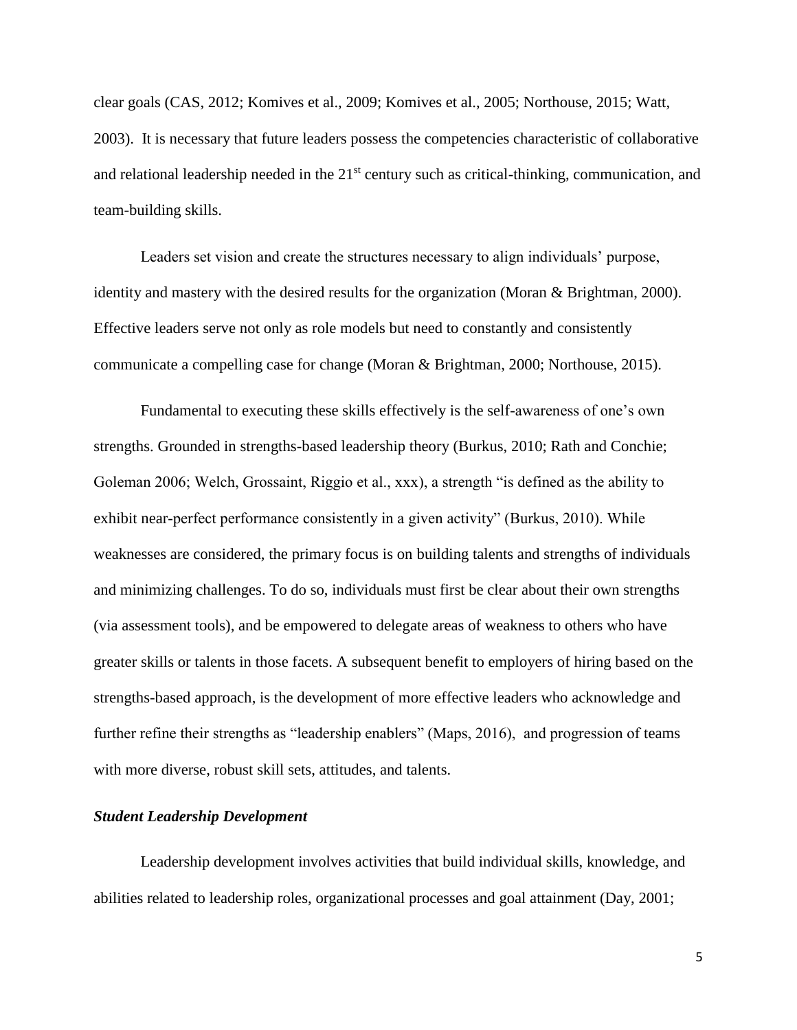clear goals (CAS, 2012; Komives et al., 2009; Komives et al., 2005; Northouse, 2015; Watt, 2003). It is necessary that future leaders possess the competencies characteristic of collaborative and relational leadership needed in the 21st century such as critical-thinking, communication, and team-building skills.

Leaders set vision and create the structures necessary to align individuals' purpose, identity and mastery with the desired results for the organization (Moran & Brightman, 2000). Effective leaders serve not only as role models but need to constantly and consistently communicate a compelling case for change (Moran & Brightman, 2000; Northouse, 2015).

Fundamental to executing these skills effectively is the self-awareness of one's own strengths. Grounded in strengths-based leadership theory (Burkus, 2010; Rath and Conchie; Goleman 2006; Welch, Grossaint, Riggio et al., xxx), a strength "is defined as the ability to exhibit near-perfect performance consistently in a given activity" (Burkus, 2010). While weaknesses are considered, the primary focus is on building talents and strengths of individuals and minimizing challenges. To do so, individuals must first be clear about their own strengths (via assessment tools), and be empowered to delegate areas of weakness to others who have greater skills or talents in those facets. A subsequent benefit to employers of hiring based on the strengths-based approach, is the development of more effective leaders who acknowledge and further refine their strengths as "leadership enablers" (Maps, 2016), and progression of teams with more diverse, robust skill sets, attitudes, and talents.

### *Student Leadership Development*

Leadership development involves activities that build individual skills, knowledge, and abilities related to leadership roles, organizational processes and goal attainment (Day, 2001;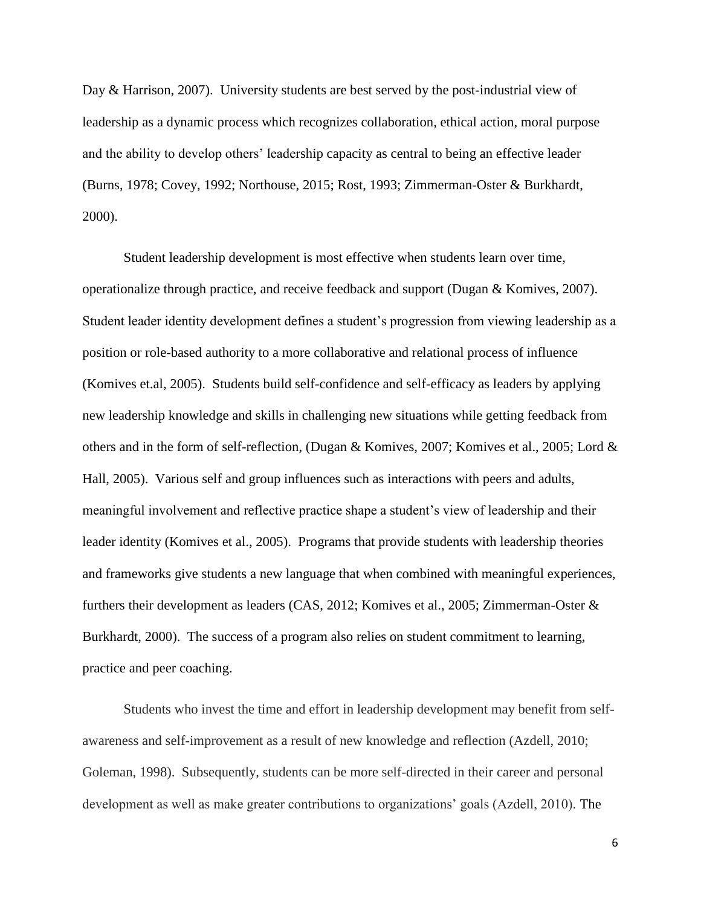Day & Harrison, 2007). University students are best served by the post-industrial view of leadership as a dynamic process which recognizes collaboration, ethical action, moral purpose and the ability to develop others' leadership capacity as central to being an effective leader (Burns, 1978; Covey, 1992; Northouse, 2015; Rost, 1993; Zimmerman-Oster & Burkhardt, 2000).

Student leadership development is most effective when students learn over time, operationalize through practice, and receive feedback and support (Dugan & Komives, 2007). Student leader identity development defines a student's progression from viewing leadership as a position or role-based authority to a more collaborative and relational process of influence (Komives et.al, 2005). Students build self-confidence and self-efficacy as leaders by applying new leadership knowledge and skills in challenging new situations while getting feedback from others and in the form of self-reflection, (Dugan & Komives, 2007; Komives et al., 2005; Lord & Hall, 2005). Various self and group influences such as interactions with peers and adults, meaningful involvement and reflective practice shape a student's view of leadership and their leader identity (Komives et al., 2005). Programs that provide students with leadership theories and frameworks give students a new language that when combined with meaningful experiences, furthers their development as leaders (CAS, 2012; Komives et al., 2005; Zimmerman-Oster & Burkhardt, 2000). The success of a program also relies on student commitment to learning, practice and peer coaching.

Students who invest the time and effort in leadership development may benefit from self-awareness and self-improvement as a result of new knowledge and reflection (Azdell, 2010; Goleman, 1998). Subsequently, students can be more self-directed in their career and personal development as well as make greater contributions to organizations' goals (Azdell, 2010). The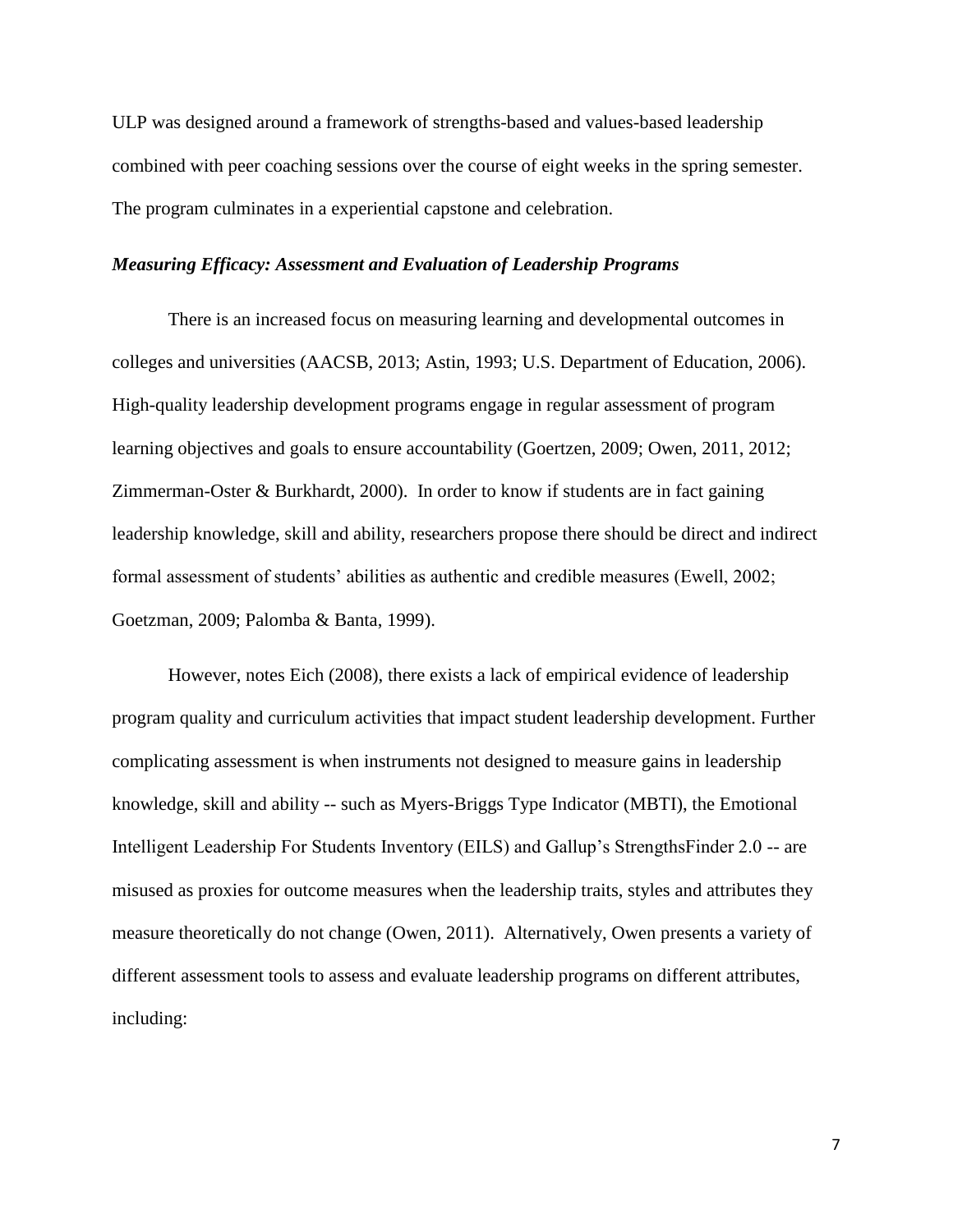ULP was designed around a framework of strengths-based and values-based leadership combined with peer coaching sessions over the course of eight weeks in the spring semester. The program culminates in a experiential capstone and celebration.

***Measuring Efficacy: Assessment and Evaluation of Leadership Programs***

There is an increased focus on measuring learning and developmental outcomes in colleges and universities (AACSB, 2013; Astin, 1993; U.S. Department of Education, 2006). High-quality leadership development programs engage in regular assessment of program learning objectives and goals to ensure accountability (Goertzen, 2009; Owen, 2011, 2012; Zimmerman-Oster & Burkhardt, 2000). In order to know if students are in fact gaining leadership knowledge, skill and ability, researchers propose there should be direct and indirect formal assessment of students' abilities as authentic and credible measures (Ewell, 2002; Goetzman, 2009; Palomba & Banta, 1999).

However, notes Eich (2008), there exists a lack of empirical evidence of leadership program quality and curriculum activities that impact student leadership development. Further complicating assessment is when instruments not designed to measure gains in leadership knowledge, skill and ability -- such as Myers-Briggs Type Indicator (MBTI), the Emotional Intelligent Leadership For Students Inventory (EILS) and Gallup's StrengthsFinder 2.0 -- are misused as proxies for outcome measures when the leadership traits, styles and attributes they measure theoretically do not change (Owen, 2011). Alternatively, Owen presents a variety of different assessment tools to assess and evaluate leadership programs on different attributes, including: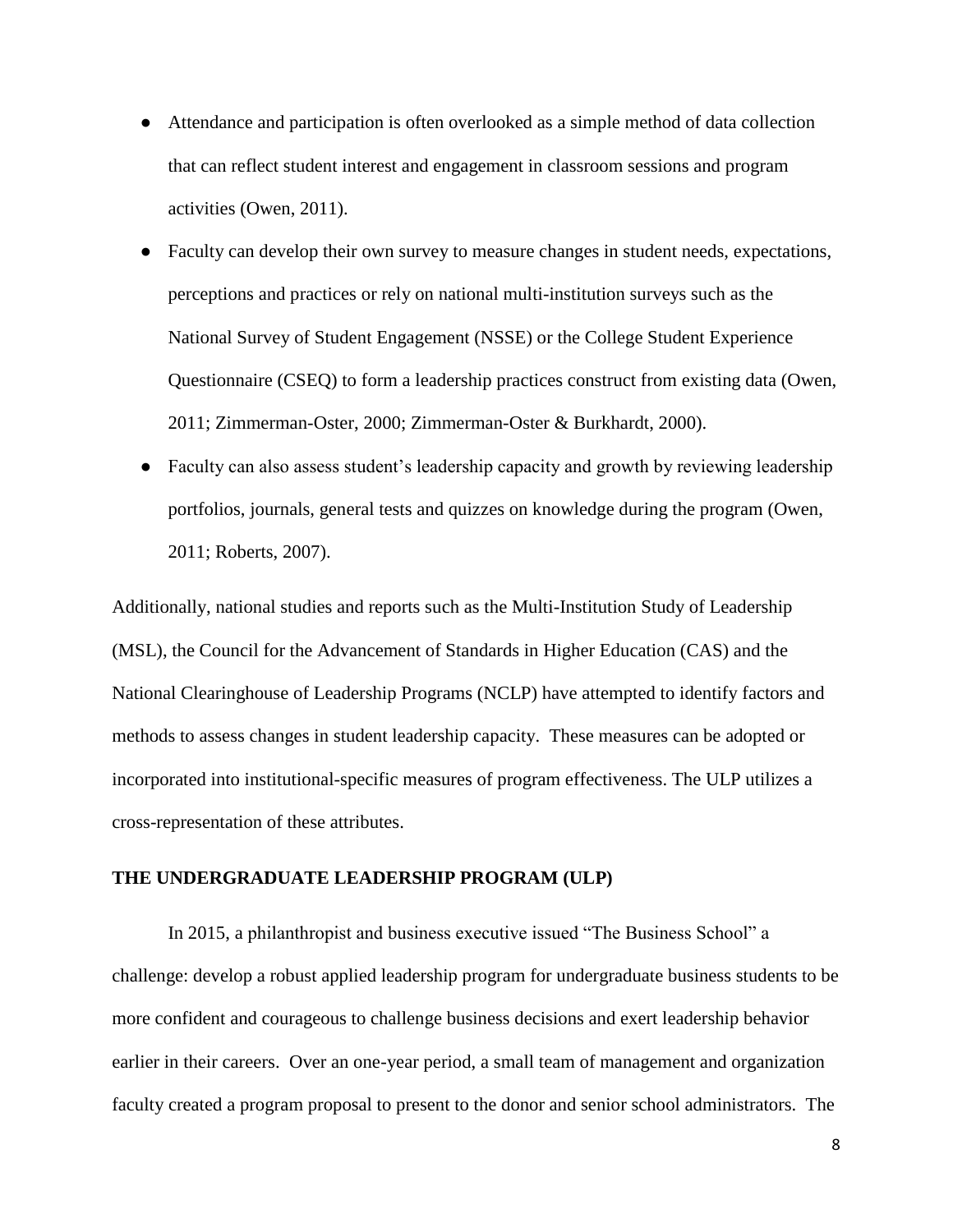- Attendance and participation is often overlooked as a simple method of data collection that can reflect student interest and engagement in classroom sessions and program activities (Owen, 2011).
- Faculty can develop their own survey to measure changes in student needs, expectations, perceptions and practices or rely on national multi-institution surveys such as the National Survey of Student Engagement (NSSE) or the College Student Experience Questionnaire (CSEQ) to form a leadership practices construct from existing data (Owen, 2011; Zimmerman-Oster, 2000; Zimmerman-Oster & Burkhardt, 2000).
- Faculty can also assess student's leadership capacity and growth by reviewing leadership portfolios, journals, general tests and quizzes on knowledge during the program (Owen, 2011; Roberts, 2007).

Additionally, national studies and reports such as the Multi-Institution Study of Leadership (MSL), the Council for the Advancement of Standards in Higher Education (CAS) and the National Clearinghouse of Leadership Programs (NCLP) have attempted to identify factors and methods to assess changes in student leadership capacity. These measures can be adopted or incorporated into institutional-specific measures of program effectiveness. The ULP utilizes a cross-representation of these attributes.

## THE UNDERGRADUATE LEADERSHIP PROGRAM (ULP)

In 2015, a philanthropist and business executive issued "The Business School" a challenge: develop a robust applied leadership program for undergraduate business students to be more confident and courageous to challenge business decisions and exert leadership behavior earlier in their careers. Over an one-year period, a small team of management and organization faculty created a program proposal to present to the donor and senior school administrators. The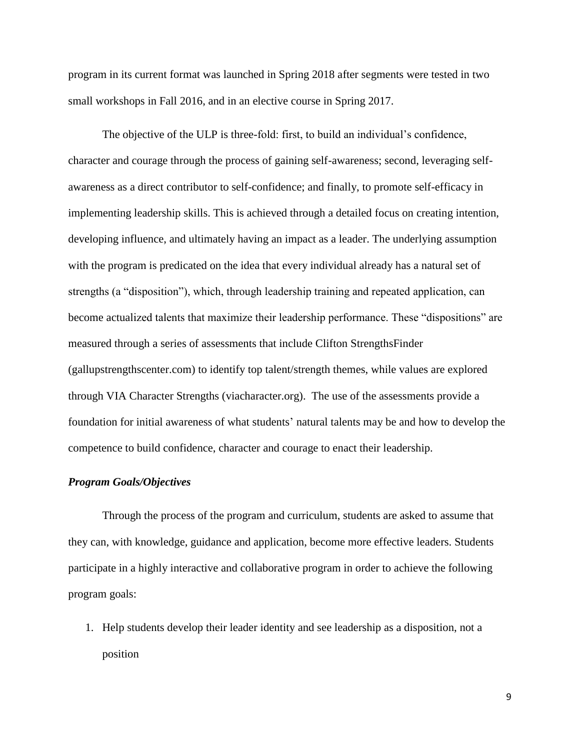program in its current format was launched in Spring 2018 after segments were tested in two small workshops in Fall 2016, and in an elective course in Spring 2017.

The objective of the ULP is three-fold: first, to build an individual's confidence, character and courage through the process of gaining self-awareness; second, leveraging self-awareness as a direct contributor to self-confidence; and finally, to promote self-efficacy in implementing leadership skills. This is achieved through a detailed focus on creating intention, developing influence, and ultimately having an impact as a leader. The underlying assumption with the program is predicated on the idea that every individual already has a natural set of strengths (a "disposition"), which, through leadership training and repeated application, can become actualized talents that maximize their leadership performance. These "dispositions" are measured through a series of assessments that include Clifton StrengthsFinder (gallupstrengthscenter.com) to identify top talent/strength themes, while values are explored through VIA Character Strengths (viacharacter.org). The use of the assessments provide a foundation for initial awareness of what students' natural talents may be and how to develop the competence to build confidence, character and courage to enact their leadership.

***Program Goals/Objectives***

Through the process of the program and curriculum, students are asked to assume that they can, with knowledge, guidance and application, become more effective leaders. Students participate in a highly interactive and collaborative program in order to achieve the following program goals:

1. Help students develop their leader identity and see leadership as a disposition, not a position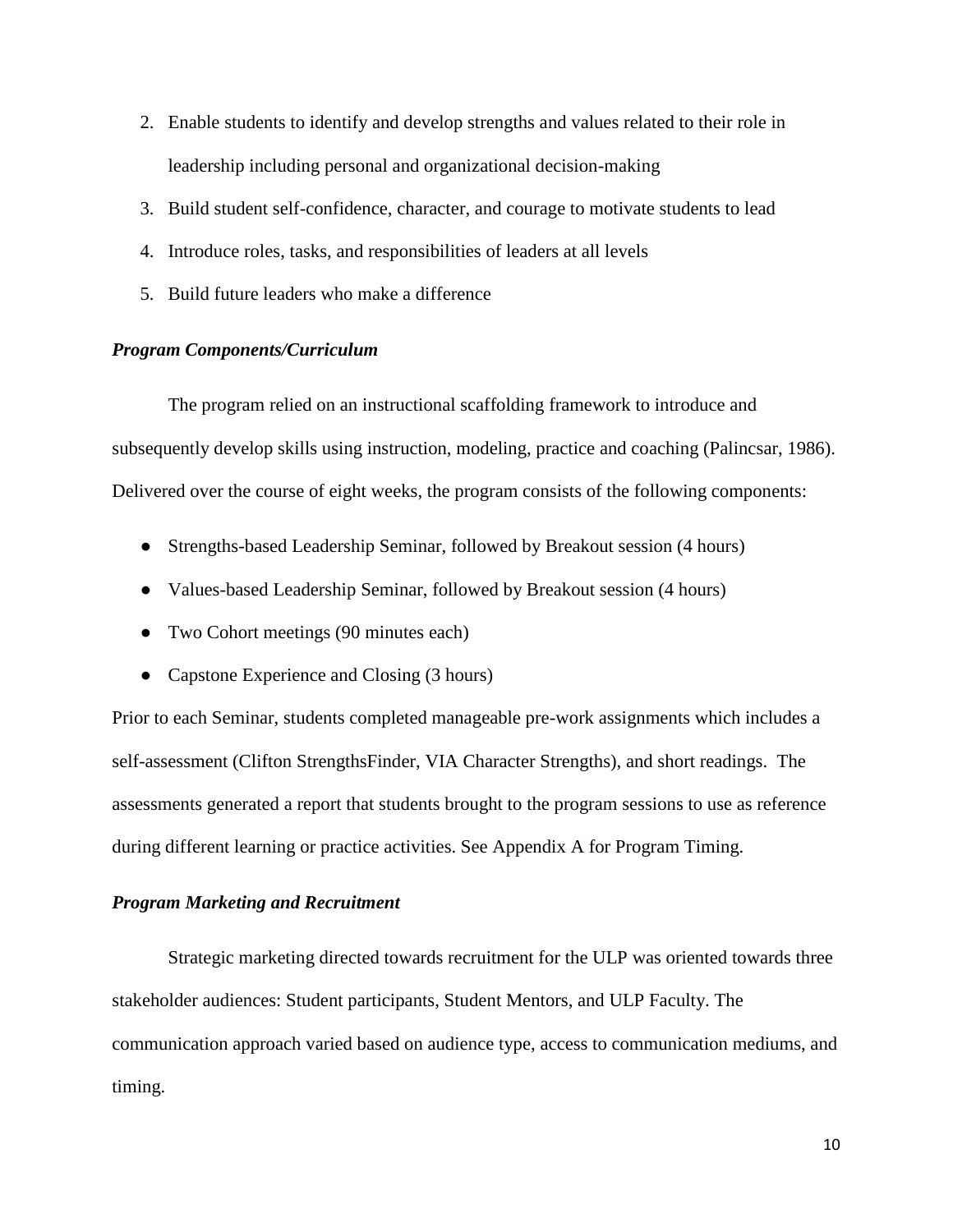2. Enable students to identify and develop strengths and values related to their role in leadership including personal and organizational decision-making
3. Build student self-confidence, character, and courage to motivate students to lead
4. Introduce roles, tasks, and responsibilities of leaders at all levels
5. Build future leaders who make a difference

### *Program Components/Curriculum*

The program relied on an instructional scaffolding framework to introduce and subsequently develop skills using instruction, modeling, practice and coaching (Palincsar, 1986). Delivered over the course of eight weeks, the program consists of the following components:

- Strengths-based Leadership Seminar, followed by Breakout session (4 hours)
- Values-based Leadership Seminar, followed by Breakout session (4 hours)
- Two Cohort meetings (90 minutes each)
- Capstone Experience and Closing (3 hours)

Prior to each Seminar, students completed manageable pre-work assignments which includes a self-assessment (Clifton StrengthsFinder, VIA Character Strengths), and short readings. The assessments generated a report that students brought to the program sessions to use as reference during different learning or practice activities. See Appendix A for Program Timing.

### *Program Marketing and Recruitment*

Strategic marketing directed towards recruitment for the ULP was oriented towards three stakeholder audiences: Student participants, Student Mentors, and ULP Faculty. The communication approach varied based on audience type, access to communication mediums, and timing.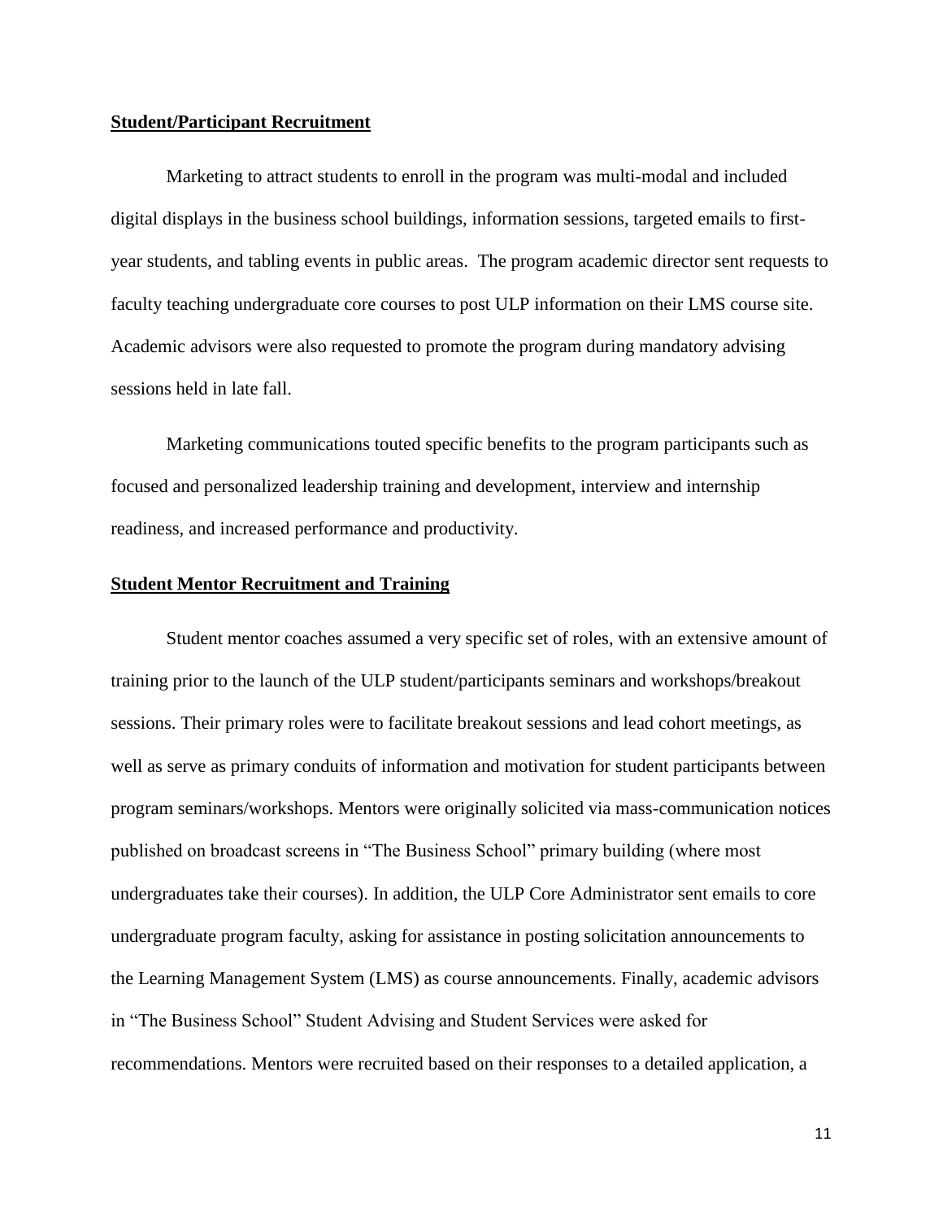**Student/Participant Recruitment**

Marketing to attract students to enroll in the program was multi-modal and included digital displays in the business school buildings, information sessions, targeted emails to first-year students, and tabling events in public areas. The program academic director sent requests to faculty teaching undergraduate core courses to post ULP information on their LMS course site. Academic advisors were also requested to promote the program during mandatory advising sessions held in late fall.

Marketing communications touted specific benefits to the program participants such as focused and personalized leadership training and development, interview and internship readiness, and increased performance and productivity.

**Student Mentor Recruitment and Training**

Student mentor coaches assumed a very specific set of roles, with an extensive amount of training prior to the launch of the ULP student/participants seminars and workshops/breakout sessions. Their primary roles were to facilitate breakout sessions and lead cohort meetings, as well as serve as primary conduits of information and motivation for student participants between program seminars/workshops. Mentors were originally solicited via mass-communication notices published on broadcast screens in "The Business School" primary building (where most undergraduates take their courses). In addition, the ULP Core Administrator sent emails to core undergraduate program faculty, asking for assistance in posting solicitation announcements to the Learning Management System (LMS) as course announcements. Finally, academic advisors in "The Business School" Student Advising and Student Services were asked for recommendations. Mentors were recruited based on their responses to a detailed application, a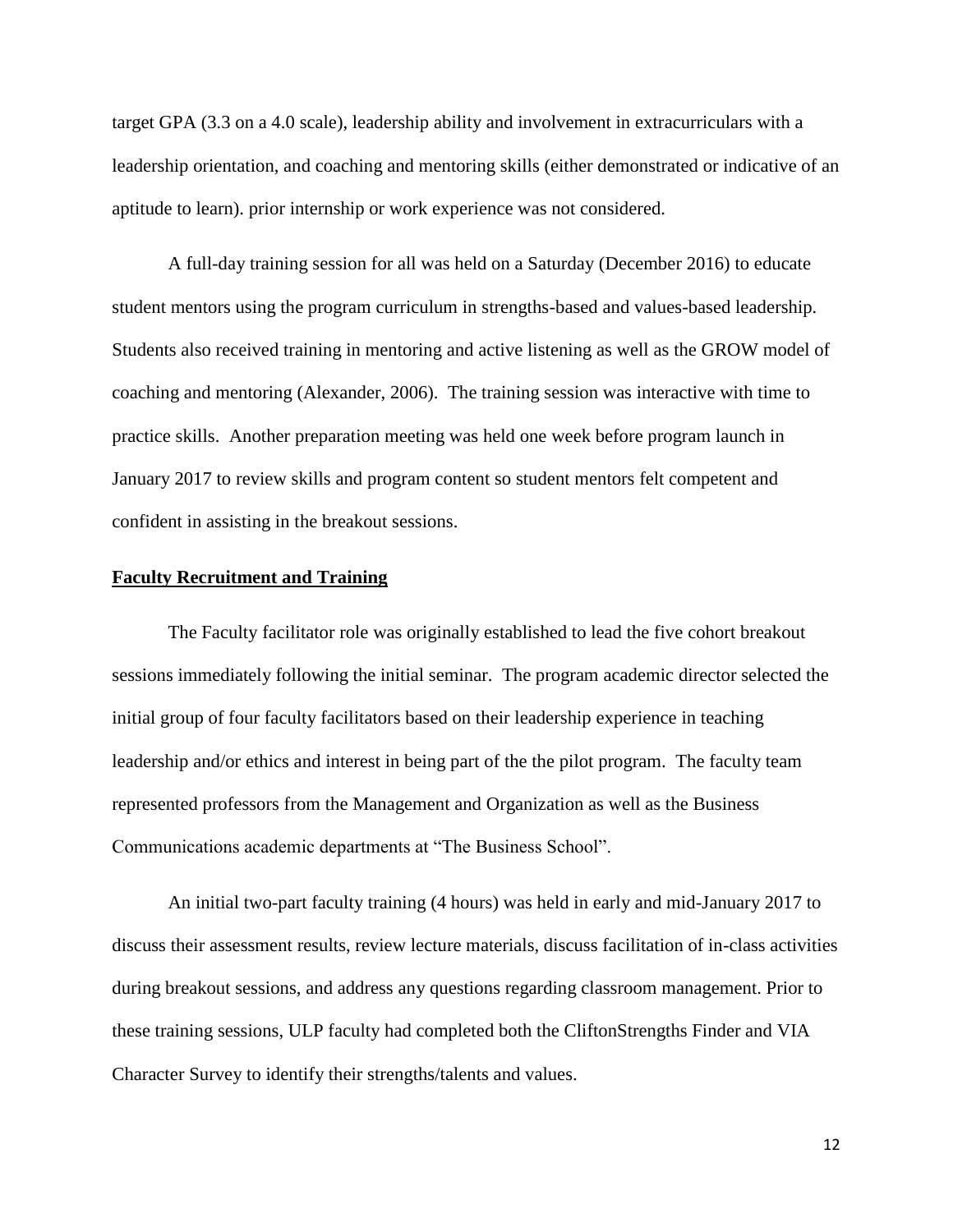target GPA (3.3 on a 4.0 scale), leadership ability and involvement in extracurriculars with a leadership orientation, and coaching and mentoring skills (either demonstrated or indicative of an aptitude to learn). prior internship or work experience was not considered.

A full-day training session for all was held on a Saturday (December 2016) to educate student mentors using the program curriculum in strengths-based and values-based leadership. Students also received training in mentoring and active listening as well as the GROW model of coaching and mentoring (Alexander, 2006). The training session was interactive with time to practice skills. Another preparation meeting was held one week before program launch in January 2017 to review skills and program content so student mentors felt competent and confident in assisting in the breakout sessions.

**Faculty Recruitment and Training**

The Faculty facilitator role was originally established to lead the five cohort breakout sessions immediately following the initial seminar. The program academic director selected the initial group of four faculty facilitators based on their leadership experience in teaching leadership and/or ethics and interest in being part of the the pilot program. The faculty team represented professors from the Management and Organization as well as the Business Communications academic departments at "The Business School".

An initial two-part faculty training (4 hours) was held in early and mid-January 2017 to discuss their assessment results, review lecture materials, discuss facilitation of in-class activities during breakout sessions, and address any questions regarding classroom management. Prior to these training sessions, ULP faculty had completed both the CliftonStrengths Finder and VIA Character Survey to identify their strengths/talents and values.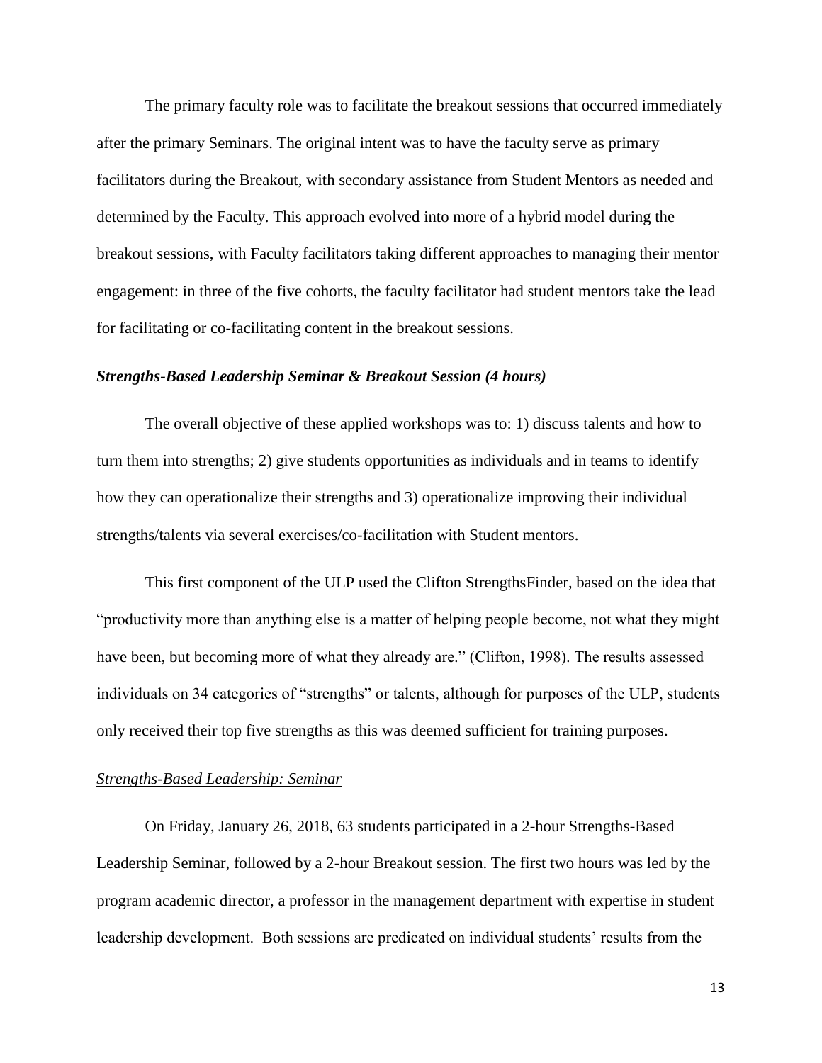The primary faculty role was to facilitate the breakout sessions that occurred immediately after the primary Seminars. The original intent was to have the faculty serve as primary facilitators during the Breakout, with secondary assistance from Student Mentors as needed and determined by the Faculty. This approach evolved into more of a hybrid model during the breakout sessions, with Faculty facilitators taking different approaches to managing their mentor engagement: in three of the five cohorts, the faculty facilitator had student mentors take the lead for facilitating or co-facilitating content in the breakout sessions.

***Strengths-Based Leadership Seminar & Breakout Session (4 hours)***

The overall objective of these applied workshops was to: 1) discuss talents and how to turn them into strengths; 2) give students opportunities as individuals and in teams to identify how they can operationalize their strengths and 3) operationalize improving their individual strengths/talents via several exercises/co-facilitation with Student mentors.

This first component of the ULP used the Clifton StrengthsFinder, based on the idea that "productivity more than anything else is a matter of helping people become, not what they might have been, but becoming more of what they already are." (Clifton, 1998). The results assessed individuals on 34 categories of "strengths" or talents, although for purposes of the ULP, students only received their top five strengths as this was deemed sufficient for training purposes.

<u>*Strengths-Based Leadership: Seminar*</u>

On Friday, January 26, 2018, 63 students participated in a 2-hour Strengths-Based Leadership Seminar, followed by a 2-hour Breakout session. The first two hours was led by the program academic director, a professor in the management department with expertise in student leadership development. Both sessions are predicated on individual students' results from the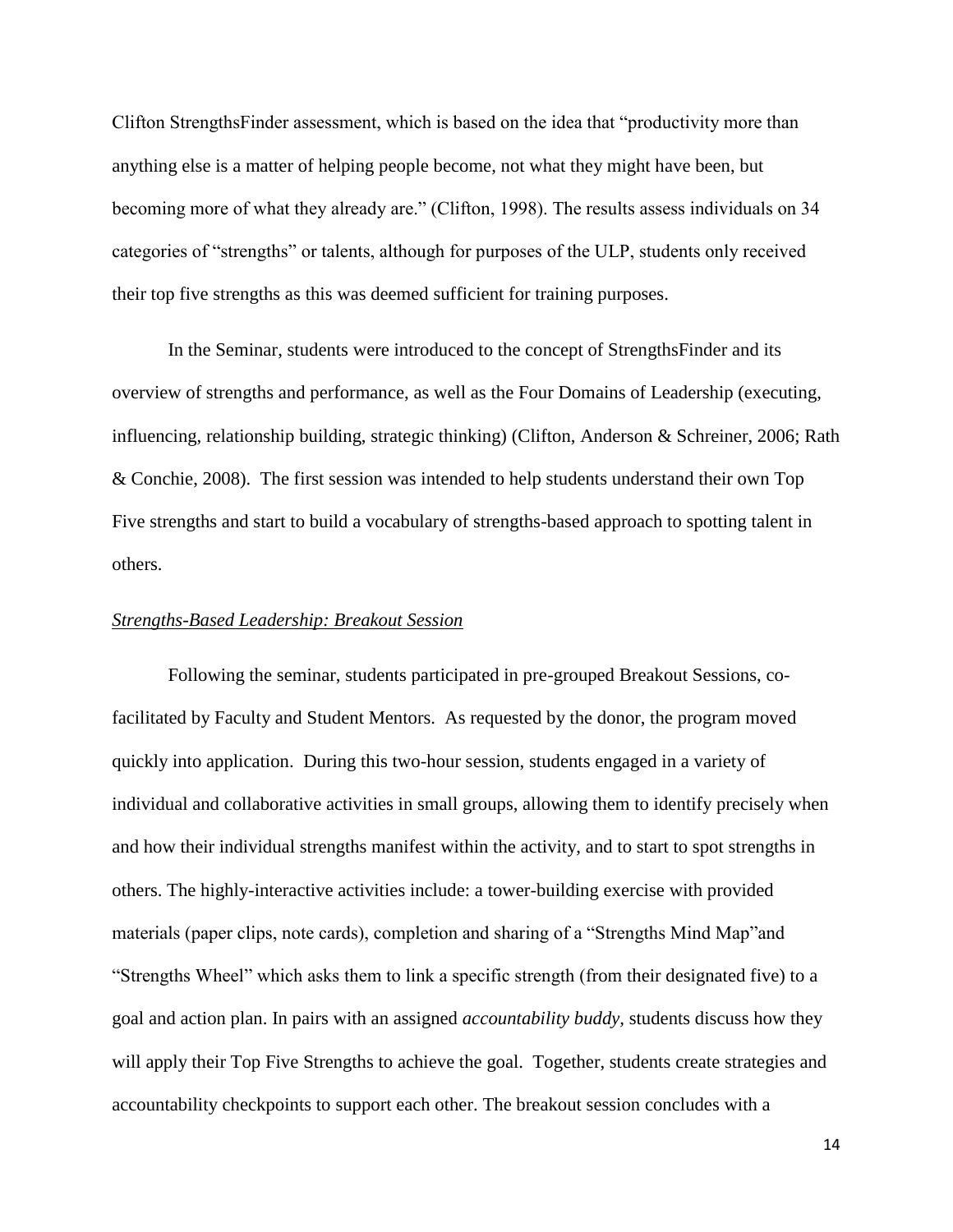Clifton StrengthsFinder assessment, which is based on the idea that "productivity more than anything else is a matter of helping people become, not what they might have been, but becoming more of what they already are." (Clifton, 1998). The results assess individuals on 34 categories of "strengths" or talents, although for purposes of the ULP, students only received their top five strengths as this was deemed sufficient for training purposes.

In the Seminar, students were introduced to the concept of StrengthsFinder and its overview of strengths and performance, as well as the Four Domains of Leadership (executing, influencing, relationship building, strategic thinking) (Clifton, Anderson & Schreiner, 2006; Rath & Conchie, 2008). The first session was intended to help students understand their own Top Five strengths and start to build a vocabulary of strengths-based approach to spotting talent in others.

*Strengths-Based Leadership: Breakout Session*

Following the seminar, students participated in pre-grouped Breakout Sessions, co-facilitated by Faculty and Student Mentors. As requested by the donor, the program moved quickly into application. During this two-hour session, students engaged in a variety of individual and collaborative activities in small groups, allowing them to identify precisely when and how their individual strengths manifest within the activity, and to start to spot strengths in others. The highly-interactive activities include: a tower-building exercise with provided materials (paper clips, note cards), completion and sharing of a "Strengths Mind Map"and "Strengths Wheel" which asks them to link a specific strength (from their designated five) to a goal and action plan. In pairs with an assigned *accountability buddy*, students discuss how they will apply their Top Five Strengths to achieve the goal. Together, students create strategies and accountability checkpoints to support each other. The breakout session concludes with a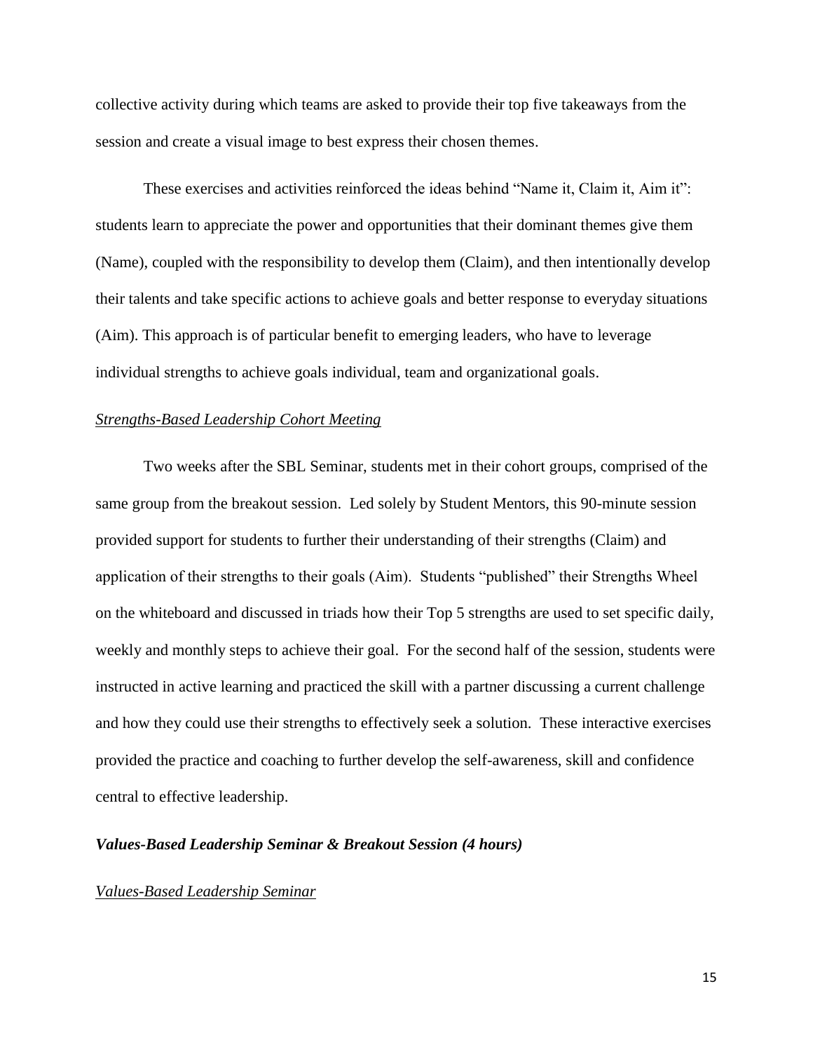collective activity during which teams are asked to provide their top five takeaways from the session and create a visual image to best express their chosen themes.

These exercises and activities reinforced the ideas behind "Name it, Claim it, Aim it": students learn to appreciate the power and opportunities that their dominant themes give them (Name), coupled with the responsibility to develop them (Claim), and then intentionally develop their talents and take specific actions to achieve goals and better response to everyday situations (Aim). This approach is of particular benefit to emerging leaders, who have to leverage individual strengths to achieve goals individual, team and organizational goals.

<u>*Strengths-Based Leadership Cohort Meeting*</u>

Two weeks after the SBL Seminar, students met in their cohort groups, comprised of the same group from the breakout session. Led solely by Student Mentors, this 90-minute session provided support for students to further their understanding of their strengths (Claim) and application of their strengths to their goals (Aim). Students "published" their Strengths Wheel on the whiteboard and discussed in triads how their Top 5 strengths are used to set specific daily, weekly and monthly steps to achieve their goal. For the second half of the session, students were instructed in active learning and practiced the skill with a partner discussing a current challenge and how they could use their strengths to effectively seek a solution. These interactive exercises provided the practice and coaching to further develop the self-awareness, skill and confidence central to effective leadership.

***Values-Based Leadership Seminar & Breakout Session (4 hours)***

<u>*Values-Based Leadership Seminar*</u>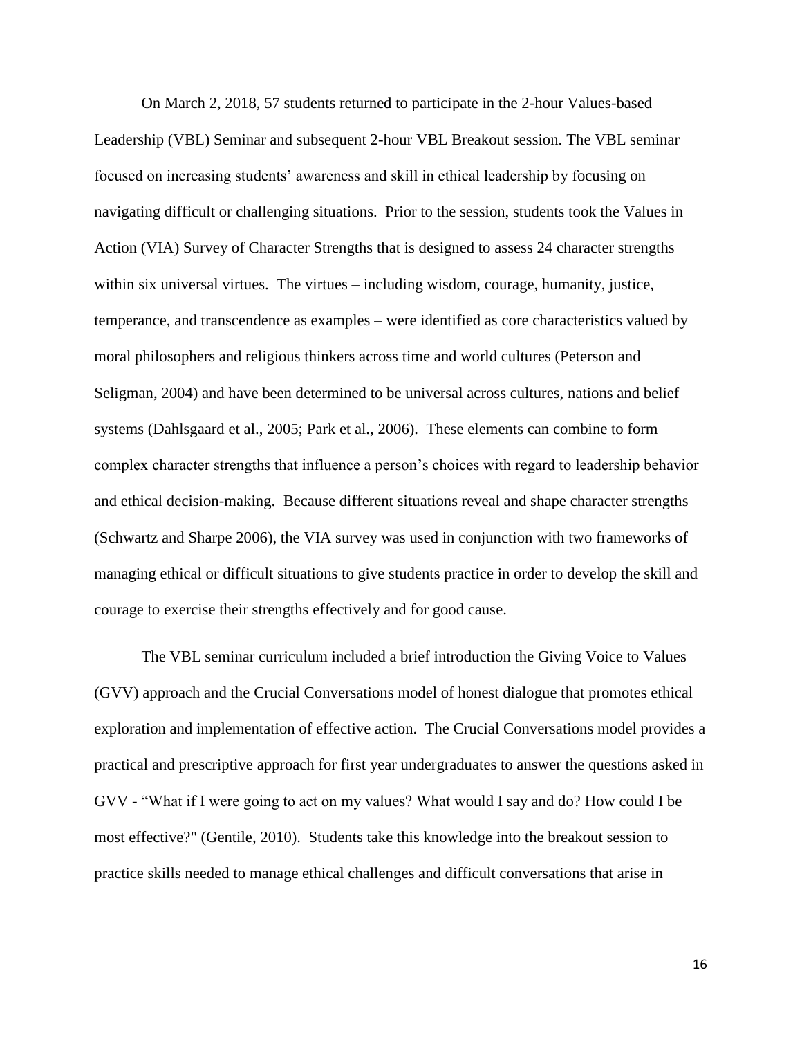On March 2, 2018, 57 students returned to participate in the 2-hour Values-based Leadership (VBL) Seminar and subsequent 2-hour VBL Breakout session. The VBL seminar focused on increasing students' awareness and skill in ethical leadership by focusing on navigating difficult or challenging situations. Prior to the session, students took the Values in Action (VIA) Survey of Character Strengths that is designed to assess 24 character strengths within six universal virtues. The virtues – including wisdom, courage, humanity, justice, temperance, and transcendence as examples – were identified as core characteristics valued by moral philosophers and religious thinkers across time and world cultures (Peterson and Seligman, 2004) and have been determined to be universal across cultures, nations and belief systems (Dahlsgaard et al., 2005; Park et al., 2006). These elements can combine to form complex character strengths that influence a person's choices with regard to leadership behavior and ethical decision-making. Because different situations reveal and shape character strengths (Schwartz and Sharpe 2006), the VIA survey was used in conjunction with two frameworks of managing ethical or difficult situations to give students practice in order to develop the skill and courage to exercise their strengths effectively and for good cause.

The VBL seminar curriculum included a brief introduction the Giving Voice to Values (GVV) approach and the Crucial Conversations model of honest dialogue that promotes ethical exploration and implementation of effective action. The Crucial Conversations model provides a practical and prescriptive approach for first year undergraduates to answer the questions asked in GVV - "What if I were going to act on my values? What would I say and do? How could I be most effective?" (Gentile, 2010). Students take this knowledge into the breakout session to practice skills needed to manage ethical challenges and difficult conversations that arise in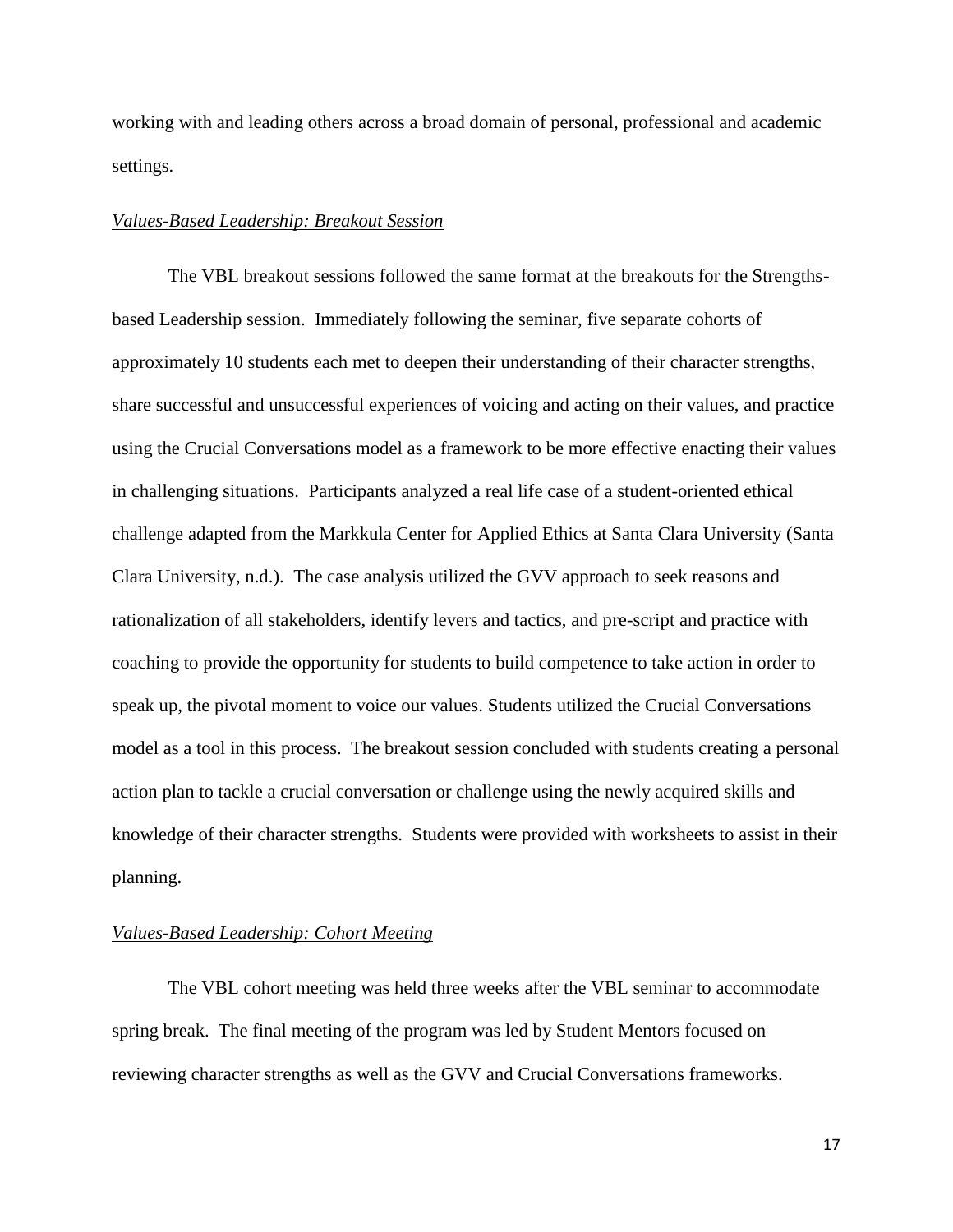working with and leading others across a broad domain of personal, professional and academic settings.

*Values-Based Leadership: Breakout Session*

The VBL breakout sessions followed the same format at the breakouts for the Strengths-based Leadership session. Immediately following the seminar, five separate cohorts of approximately 10 students each met to deepen their understanding of their character strengths, share successful and unsuccessful experiences of voicing and acting on their values, and practice using the Crucial Conversations model as a framework to be more effective enacting their values in challenging situations. Participants analyzed a real life case of a student-oriented ethical challenge adapted from the Markkula Center for Applied Ethics at Santa Clara University (Santa Clara University, n.d.). The case analysis utilized the GVV approach to seek reasons and rationalization of all stakeholders, identify levers and tactics, and pre-script and practice with coaching to provide the opportunity for students to build competence to take action in order to speak up, the pivotal moment to voice our values. Students utilized the Crucial Conversations model as a tool in this process. The breakout session concluded with students creating a personal action plan to tackle a crucial conversation or challenge using the newly acquired skills and knowledge of their character strengths. Students were provided with worksheets to assist in their planning.

*Values-Based Leadership: Cohort Meeting*

The VBL cohort meeting was held three weeks after the VBL seminar to accommodate spring break. The final meeting of the program was led by Student Mentors focused on reviewing character strengths as well as the GVV and Crucial Conversations frameworks.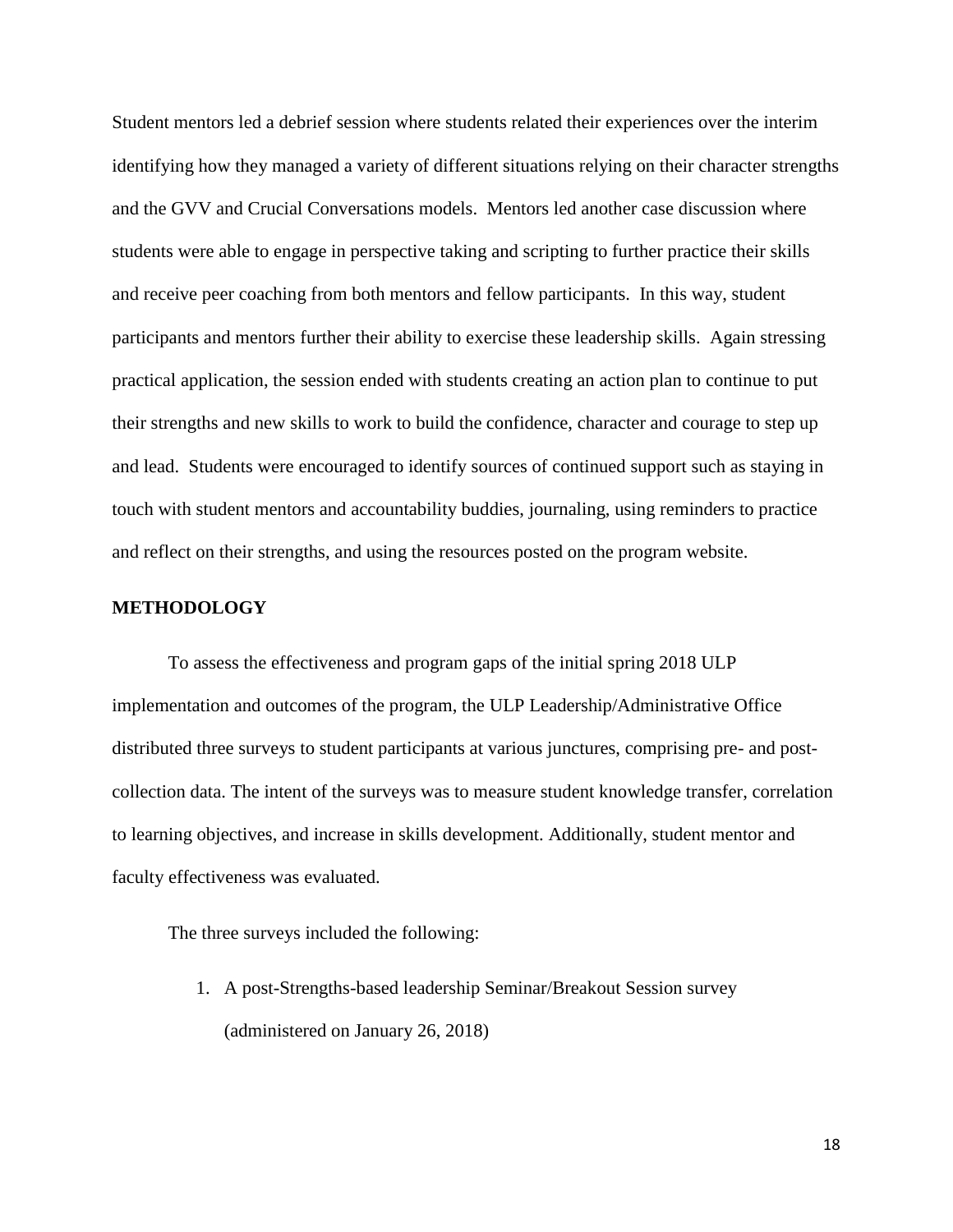Student mentors led a debrief session where students related their experiences over the interim identifying how they managed a variety of different situations relying on their character strengths and the GVV and Crucial Conversations models. Mentors led another case discussion where students were able to engage in perspective taking and scripting to further practice their skills and receive peer coaching from both mentors and fellow participants. In this way, student participants and mentors further their ability to exercise these leadership skills. Again stressing practical application, the session ended with students creating an action plan to continue to put their strengths and new skills to work to build the confidence, character and courage to step up and lead. Students were encouraged to identify sources of continued support such as staying in touch with student mentors and accountability buddies, journaling, using reminders to practice and reflect on their strengths, and using the resources posted on the program website.

## METHODOLOGY

To assess the effectiveness and program gaps of the initial spring 2018 ULP implementation and outcomes of the program, the ULP Leadership/Administrative Office distributed three surveys to student participants at various junctures, comprising pre- and post-collection data. The intent of the surveys was to measure student knowledge transfer, correlation to learning objectives, and increase in skills development. Additionally, student mentor and faculty effectiveness was evaluated.

The three surveys included the following:

1. A post-Strengths-based leadership Seminar/Breakout Session survey (administered on January 26, 2018)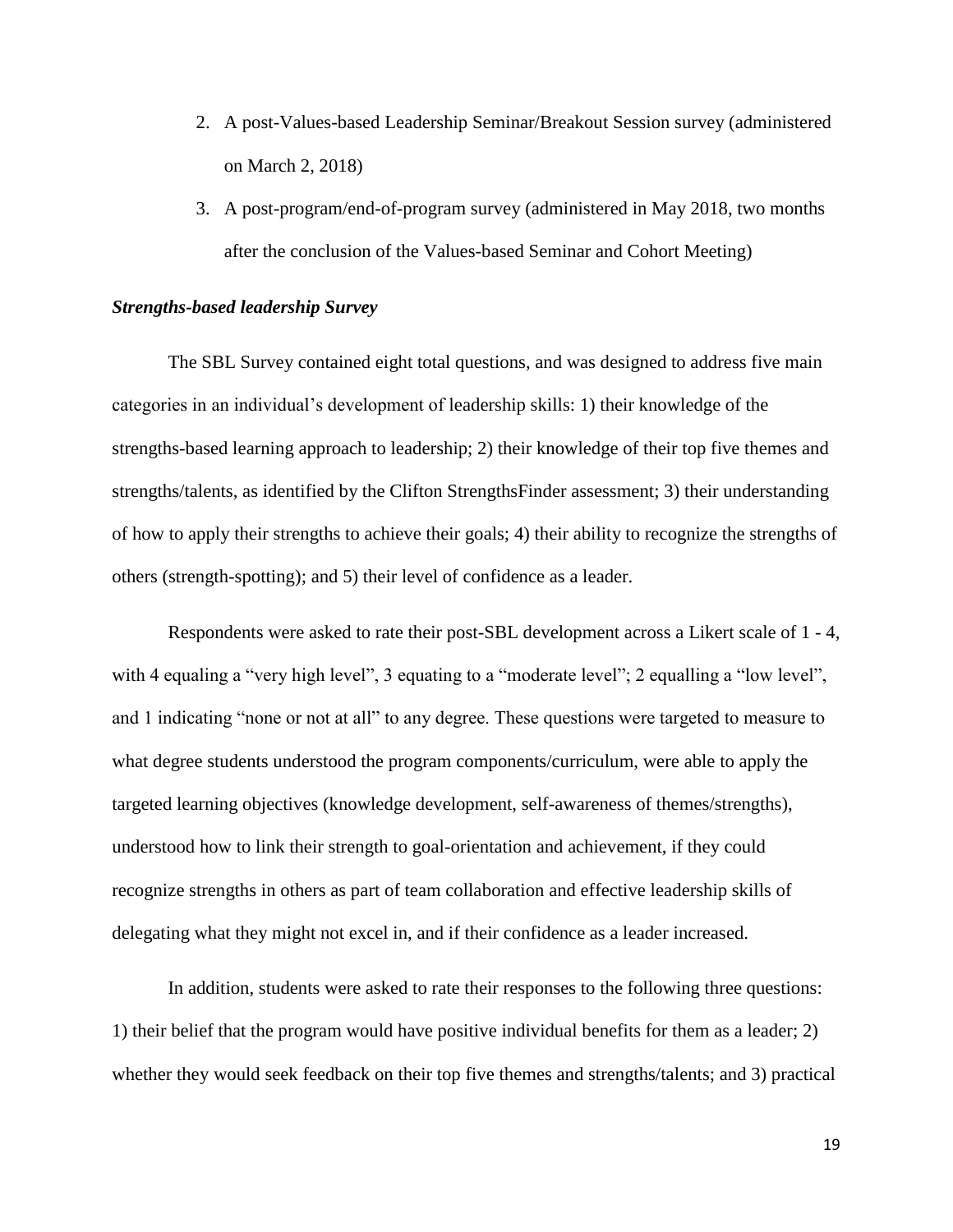2. A post-Values-based Leadership Seminar/Breakout Session survey (administered on March 2, 2018)
3. A post-program/end-of-program survey (administered in May 2018, two months after the conclusion of the Values-based Seminar and Cohort Meeting)

### *Strengths-based leadership Survey*

The SBL Survey contained eight total questions, and was designed to address five main categories in an individual's development of leadership skills: 1) their knowledge of the strengths-based learning approach to leadership; 2) their knowledge of their top five themes and strengths/talents, as identified by the Clifton StrengthsFinder assessment; 3) their understanding of how to apply their strengths to achieve their goals; 4) their ability to recognize the strengths of others (strength-spotting); and 5) their level of confidence as a leader.

Respondents were asked to rate their post-SBL development across a Likert scale of 1 - 4, with 4 equaling a "very high level", 3 equating to a "moderate level"; 2 equalling a "low level", and 1 indicating "none or not at all" to any degree. These questions were targeted to measure to what degree students understood the program components/curriculum, were able to apply the targeted learning objectives (knowledge development, self-awareness of themes/strengths), understood how to link their strength to goal-orientation and achievement, if they could recognize strengths in others as part of team collaboration and effective leadership skills of delegating what they might not excel in, and if their confidence as a leader increased.

In addition, students were asked to rate their responses to the following three questions: 1) their belief that the program would have positive individual benefits for them as a leader; 2) whether they would seek feedback on their top five themes and strengths/talents; and 3) practical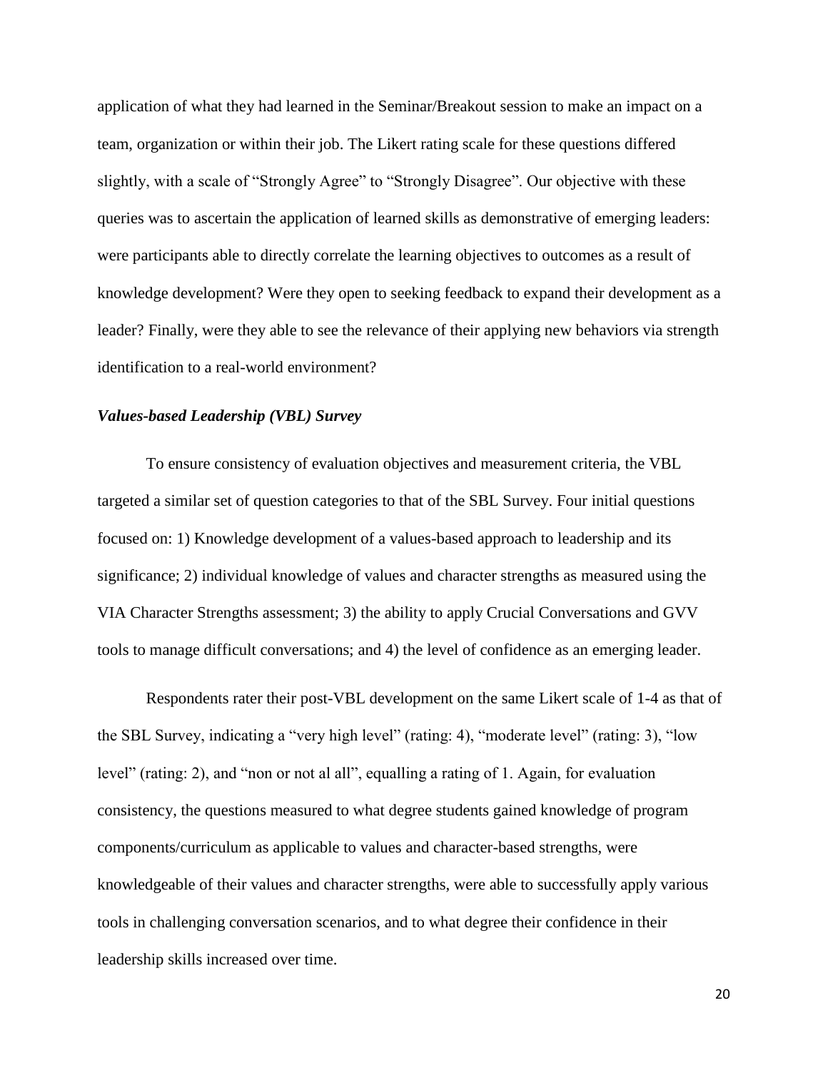application of what they had learned in the Seminar/Breakout session to make an impact on a team, organization or within their job. The Likert rating scale for these questions differed slightly, with a scale of "Strongly Agree" to "Strongly Disagree". Our objective with these queries was to ascertain the application of learned skills as demonstrative of emerging leaders: were participants able to directly correlate the learning objectives to outcomes as a result of knowledge development? Were they open to seeking feedback to expand their development as a leader? Finally, were they able to see the relevance of their applying new behaviors via strength identification to a real-world environment?

### *Values-based Leadership (VBL) Survey*

To ensure consistency of evaluation objectives and measurement criteria, the VBL targeted a similar set of question categories to that of the SBL Survey. Four initial questions focused on: 1) Knowledge development of a values-based approach to leadership and its significance; 2) individual knowledge of values and character strengths as measured using the VIA Character Strengths assessment; 3) the ability to apply Crucial Conversations and GVV tools to manage difficult conversations; and 4) the level of confidence as an emerging leader.

Respondents rater their post-VBL development on the same Likert scale of 1-4 as that of the SBL Survey, indicating a "very high level" (rating: 4), "moderate level" (rating: 3), "low level" (rating: 2), and "non or not al all", equalling a rating of 1. Again, for evaluation consistency, the questions measured to what degree students gained knowledge of program components/curriculum as applicable to values and character-based strengths, were knowledgeable of their values and character strengths, were able to successfully apply various tools in challenging conversation scenarios, and to what degree their confidence in their leadership skills increased over time.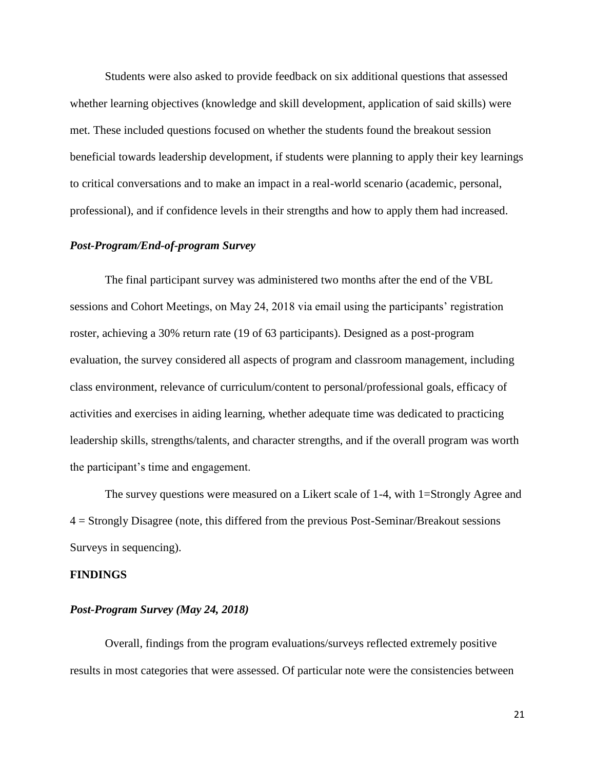Students were also asked to provide feedback on six additional questions that assessed whether learning objectives (knowledge and skill development, application of said skills) were met. These included questions focused on whether the students found the breakout session beneficial towards leadership development, if students were planning to apply their key learnings to critical conversations and to make an impact in a real-world scenario (academic, personal, professional), and if confidence levels in their strengths and how to apply them had increased.

### *Post-Program/End-of-program Survey*

The final participant survey was administered two months after the end of the VBL sessions and Cohort Meetings, on May 24, 2018 via email using the participants' registration roster, achieving a 30% return rate (19 of 63 participants). Designed as a post-program evaluation, the survey considered all aspects of program and classroom management, including class environment, relevance of curriculum/content to personal/professional goals, efficacy of activities and exercises in aiding learning, whether adequate time was dedicated to practicing leadership skills, strengths/talents, and character strengths, and if the overall program was worth the participant's time and engagement.

The survey questions were measured on a Likert scale of 1-4, with 1=Strongly Agree and 4 = Strongly Disagree (note, this differed from the previous Post-Seminar/Breakout sessions Surveys in sequencing).

## FINDINGS

### *Post-Program Survey (May 24, 2018)*

Overall, findings from the program evaluations/surveys reflected extremely positive results in most categories that were assessed. Of particular note were the consistencies between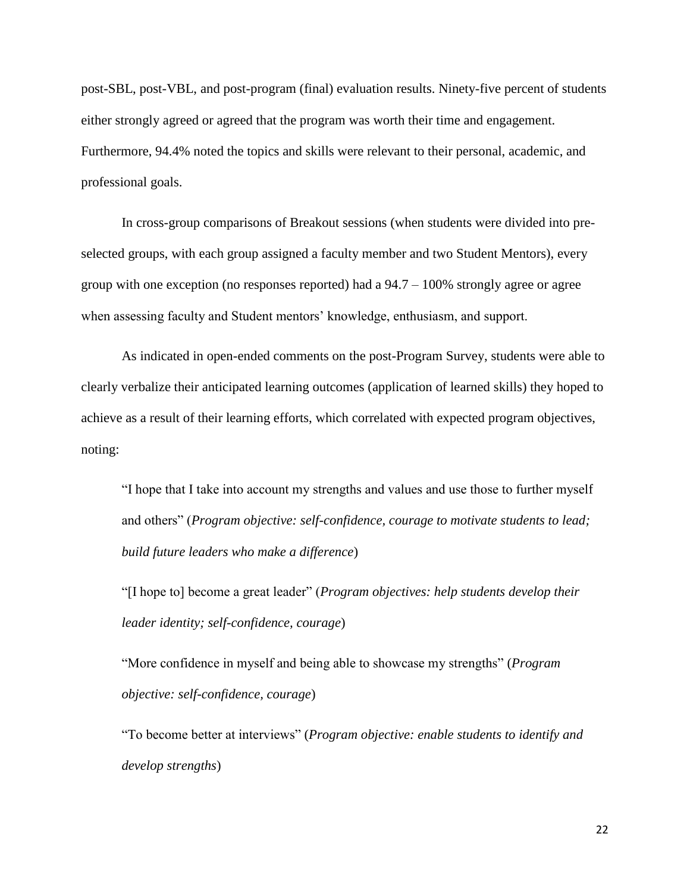post-SBL, post-VBL, and post-program (final) evaluation results. Ninety-five percent of students either strongly agreed or agreed that the program was worth their time and engagement. Furthermore, 94.4% noted the topics and skills were relevant to their personal, academic, and professional goals.

In cross-group comparisons of Breakout sessions (when students were divided into pre-selected groups, with each group assigned a faculty member and two Student Mentors), every group with one exception (no responses reported) had a 94.7 – 100% strongly agree or agree when assessing faculty and Student mentors' knowledge, enthusiasm, and support.

As indicated in open-ended comments on the post-Program Survey, students were able to clearly verbalize their anticipated learning outcomes (application of learned skills) they hoped to achieve as a result of their learning efforts, which correlated with expected program objectives, noting:

> "I hope that I take into account my strengths and values and use those to further myself and others" (*Program objective: self-confidence, courage to motivate students to lead; build future leaders who make a difference*)
>
> "[I hope to] become a great leader" (*Program objectives: help students develop their leader identity; self-confidence, courage*)
>
> "More confidence in myself and being able to showcase my strengths" (*Program objective: self-confidence, courage*)
>
> "To become better at interviews" (*Program objective: enable students to identify and develop strengths*)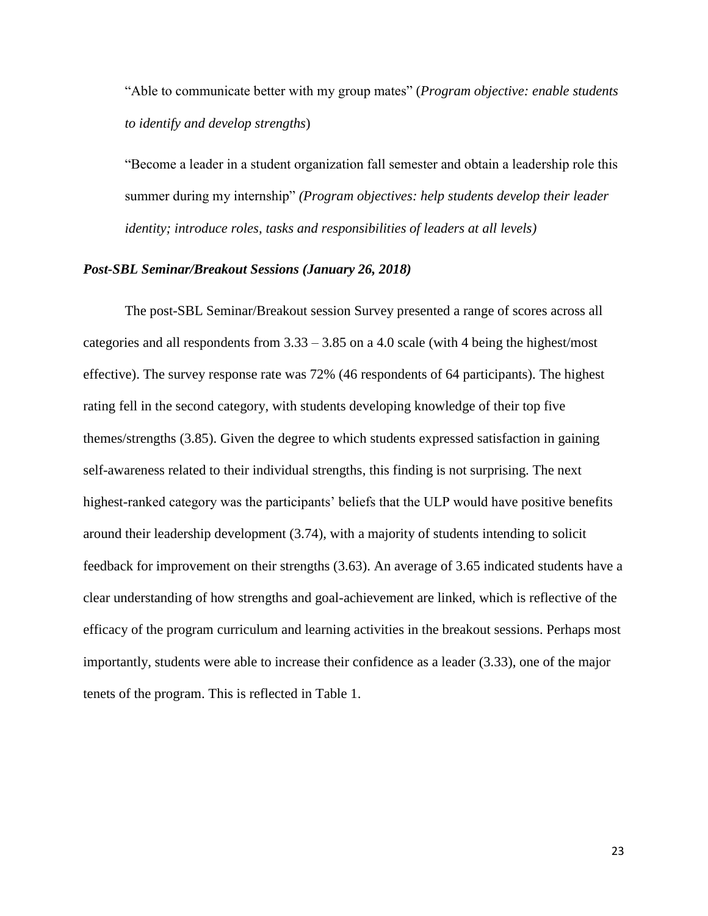"Able to communicate better with my group mates" (*Program objective: enable students to identify and develop strengths*)

"Become a leader in a student organization fall semester and obtain a leadership role this summer during my internship" *(Program objectives: help students develop their leader identity; introduce roles, tasks and responsibilities of leaders at all levels)*

### *Post-SBL Seminar/Breakout Sessions (January 26, 2018)*

The post-SBL Seminar/Breakout session Survey presented a range of scores across all categories and all respondents from 3.33 – 3.85 on a 4.0 scale (with 4 being the highest/most effective). The survey response rate was 72% (46 respondents of 64 participants). The highest rating fell in the second category, with students developing knowledge of their top five themes/strengths (3.85). Given the degree to which students expressed satisfaction in gaining self-awareness related to their individual strengths, this finding is not surprising. The next highest-ranked category was the participants' beliefs that the ULP would have positive benefits around their leadership development (3.74), with a majority of students intending to solicit feedback for improvement on their strengths (3.63). An average of 3.65 indicated students have a clear understanding of how strengths and goal-achievement are linked, which is reflective of the efficacy of the program curriculum and learning activities in the breakout sessions. Perhaps most importantly, students were able to increase their confidence as a leader (3.33), one of the major tenets of the program. This is reflected in Table 1.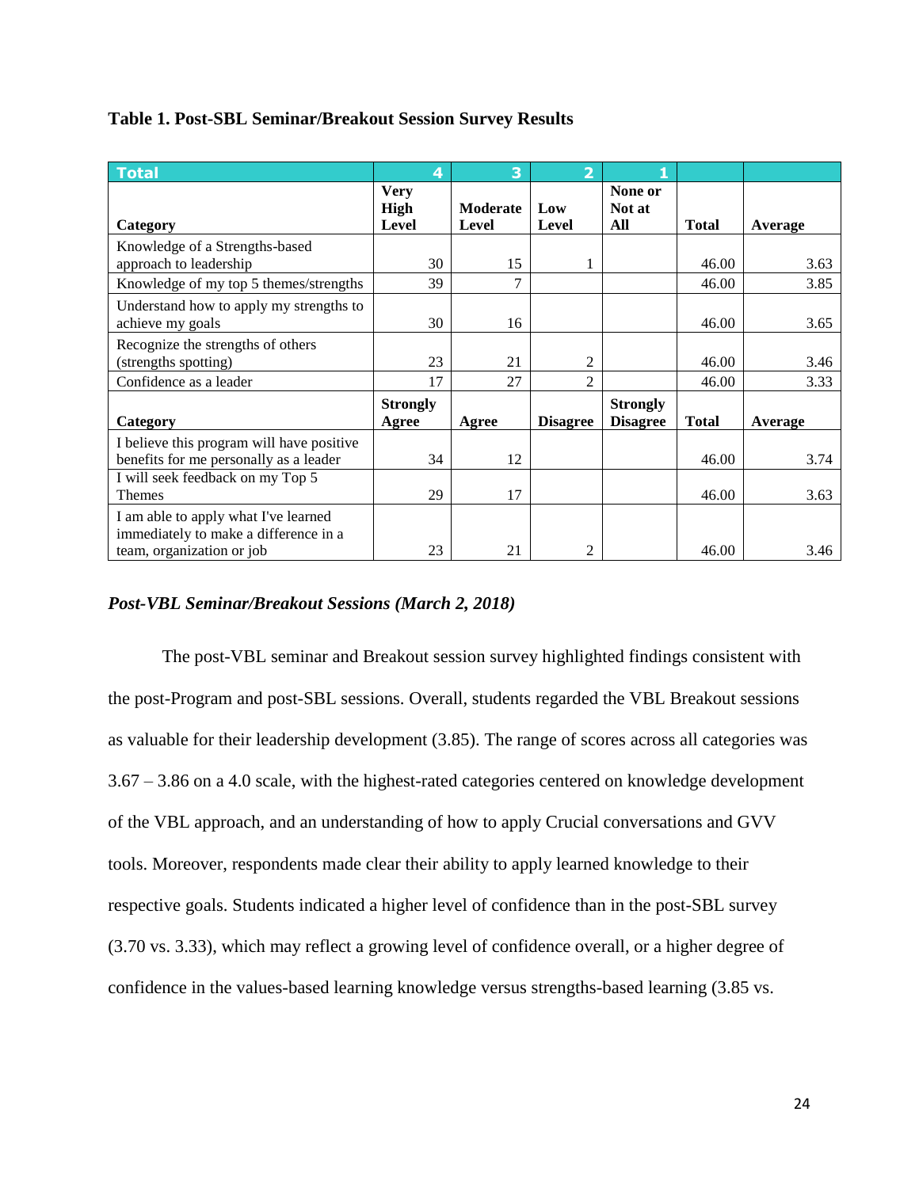**Table 1. Post-SBL Seminar/Breakout Session Survey Results**

| Total | 4 | 3 | 2 | 1 | | |
|---|---|---|---|---|---|---|
| Category | Very High Level | Moderate Level | Low Level | None or Not at All | Total | Average |
| Knowledge of a Strengths-based approach to leadership | 30 | 15 | 1 | | 46.00 | 3.63 |
| Knowledge of my top 5 themes/strengths | 39 | 7 | | | 46.00 | 3.85 |
| Understand how to apply my strengths to achieve my goals | 30 | 16 | | | 46.00 | 3.65 |
| Recognize the strengths of others (strengths spotting) | 23 | 21 | 2 | | 46.00 | 3.46 |
| Confidence as a leader | 17 | 27 | 2 | | 46.00 | 3.33 |
| **Category** | **Strongly Agree** | **Agree** | **Disagree** | **Strongly Disagree** | **Total** | **Average** |
| I believe this program will have positive benefits for me personally as a leader | 34 | 12 | | | 46.00 | 3.74 |
| I will seek feedback on my Top 5 Themes | 29 | 17 | | | 46.00 | 3.63 |
| I am able to apply what I've learned immediately to make a difference in a team, organization or job | 23 | 21 | 2 | | 46.00 | 3.46 |

### *Post-VBL Seminar/Breakout Sessions (March 2, 2018)*

The post-VBL seminar and Breakout session survey highlighted findings consistent with the post-Program and post-SBL sessions. Overall, students regarded the VBL Breakout sessions as valuable for their leadership development (3.85). The range of scores across all categories was 3.67 – 3.86 on a 4.0 scale, with the highest-rated categories centered on knowledge development of the VBL approach, and an understanding of how to apply Crucial conversations and GVV tools. Moreover, respondents made clear their ability to apply learned knowledge to their respective goals. Students indicated a higher level of confidence than in the post-SBL survey (3.70 vs. 3.33), which may reflect a growing level of confidence overall, or a higher degree of confidence in the values-based learning knowledge versus strengths-based learning (3.85 vs.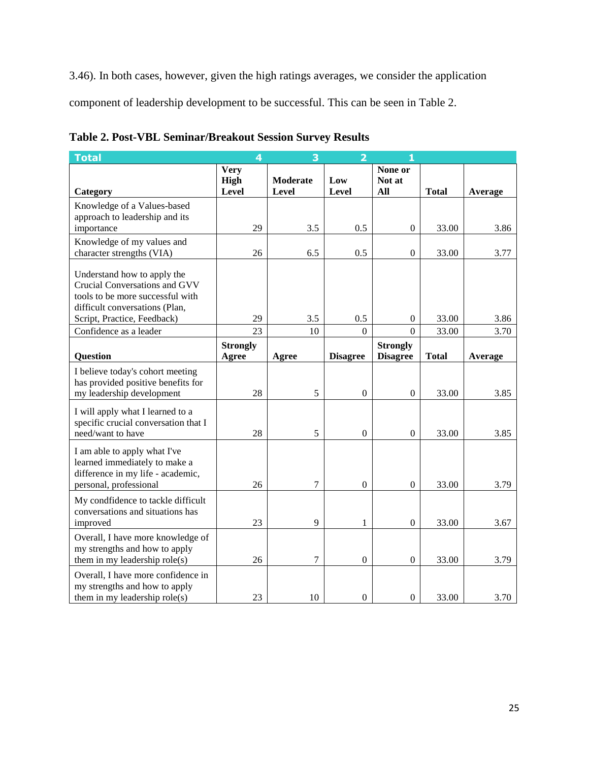3.46). In both cases, however, given the high ratings averages, we consider the application component of leadership development to be successful. This can be seen in Table 2.

**Table 2. Post-VBL Seminar/Breakout Session Survey Results**

| Total | 4 | 3 | 2 | 1 | | |
|---|---|---|---|---|---|---|
| **Category** | **Very High Level** | **Moderate Level** | **Low Level** | **None or Not at All** | **Total** | **Average** |
| Knowledge of a Values-based approach to leadership and its importance | 29 | 3.5 | 0.5 | 0 | 33.00 | 3.86 |
| Knowledge of my values and character strengths (VIA) | 26 | 6.5 | 0.5 | 0 | 33.00 | 3.77 |
| Understand how to apply the Crucial Conversations and GVV tools to be more successful with difficult conversations (Plan, Script, Practice, Feedback) | 29 | 3.5 | 0.5 | 0 | 33.00 | 3.86 |
| Confidence as a leader | 23 | 10 | 0 | 0 | 33.00 | 3.70 |
| **Question** | **Strongly Agree** | **Agree** | **Disagree** | **Strongly Disagree** | **Total** | **Average** |
| I believe today's cohort meeting has provided positive benefits for my leadership development | 28 | 5 | 0 | 0 | 33.00 | 3.85 |
| I will apply what I learned to a specific crucial conversation that I need/want to have | 28 | 5 | 0 | 0 | 33.00 | 3.85 |
| I am able to apply what I've learned immediately to make a difference in my life - academic, personal, professional | 26 | 7 | 0 | 0 | 33.00 | 3.79 |
| My condfidence to tackle difficult conversations and situations has improved | 23 | 9 | 1 | 0 | 33.00 | 3.67 |
| Overall, I have more knowledge of my strengths and how to apply them in my leadership role(s) | 26 | 7 | 0 | 0 | 33.00 | 3.79 |
| Overall, I have more confidence in my strengths and how to apply them in my leadership role(s) | 23 | 10 | 0 | 0 | 33.00 | 3.70 |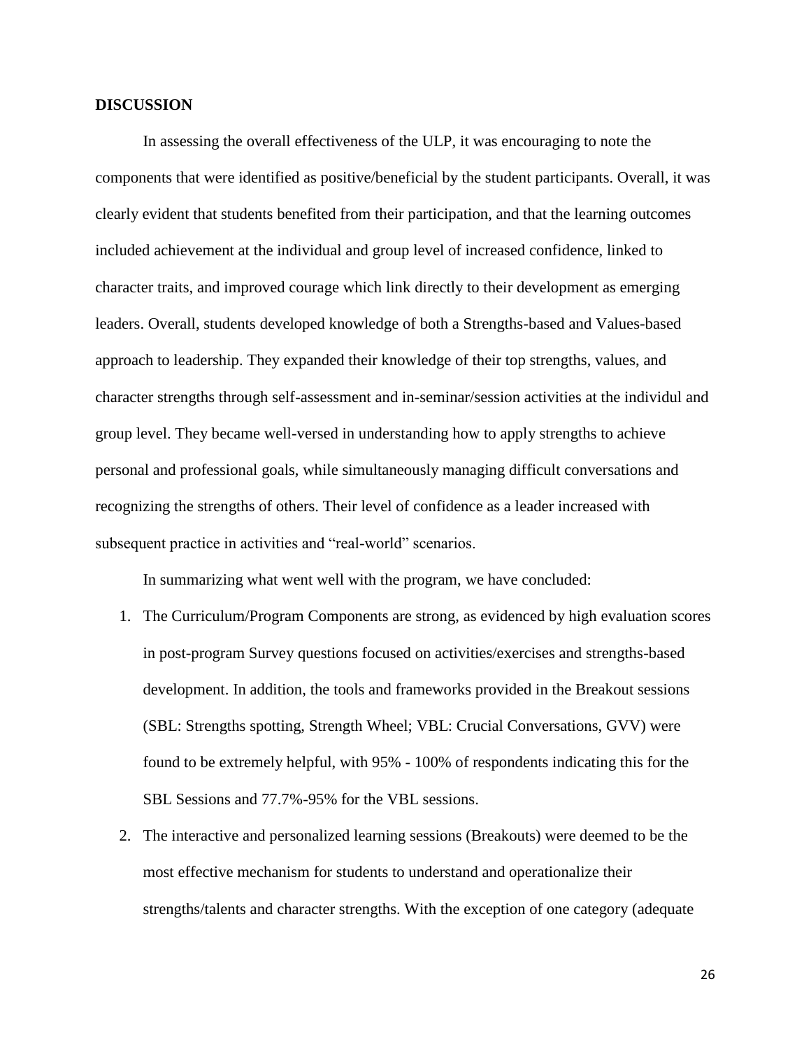## DISCUSSION

In assessing the overall effectiveness of the ULP, it was encouraging to note the components that were identified as positive/beneficial by the student participants. Overall, it was clearly evident that students benefited from their participation, and that the learning outcomes included achievement at the individual and group level of increased confidence, linked to character traits, and improved courage which link directly to their development as emerging leaders. Overall, students developed knowledge of both a Strengths-based and Values-based approach to leadership. They expanded their knowledge of their top strengths, values, and character strengths through self-assessment and in-seminar/session activities at the individul and group level. They became well-versed in understanding how to apply strengths to achieve personal and professional goals, while simultaneously managing difficult conversations and recognizing the strengths of others. Their level of confidence as a leader increased with subsequent practice in activities and "real-world" scenarios.

In summarizing what went well with the program, we have concluded:

1. The Curriculum/Program Components are strong, as evidenced by high evaluation scores in post-program Survey questions focused on activities/exercises and strengths-based development. In addition, the tools and frameworks provided in the Breakout sessions (SBL: Strengths spotting, Strength Wheel; VBL: Crucial Conversations, GVV) were found to be extremely helpful, with 95% - 100% of respondents indicating this for the SBL Sessions and 77.7%-95% for the VBL sessions.
2. The interactive and personalized learning sessions (Breakouts) were deemed to be the most effective mechanism for students to understand and operationalize their strengths/talents and character strengths. With the exception of one category (adequate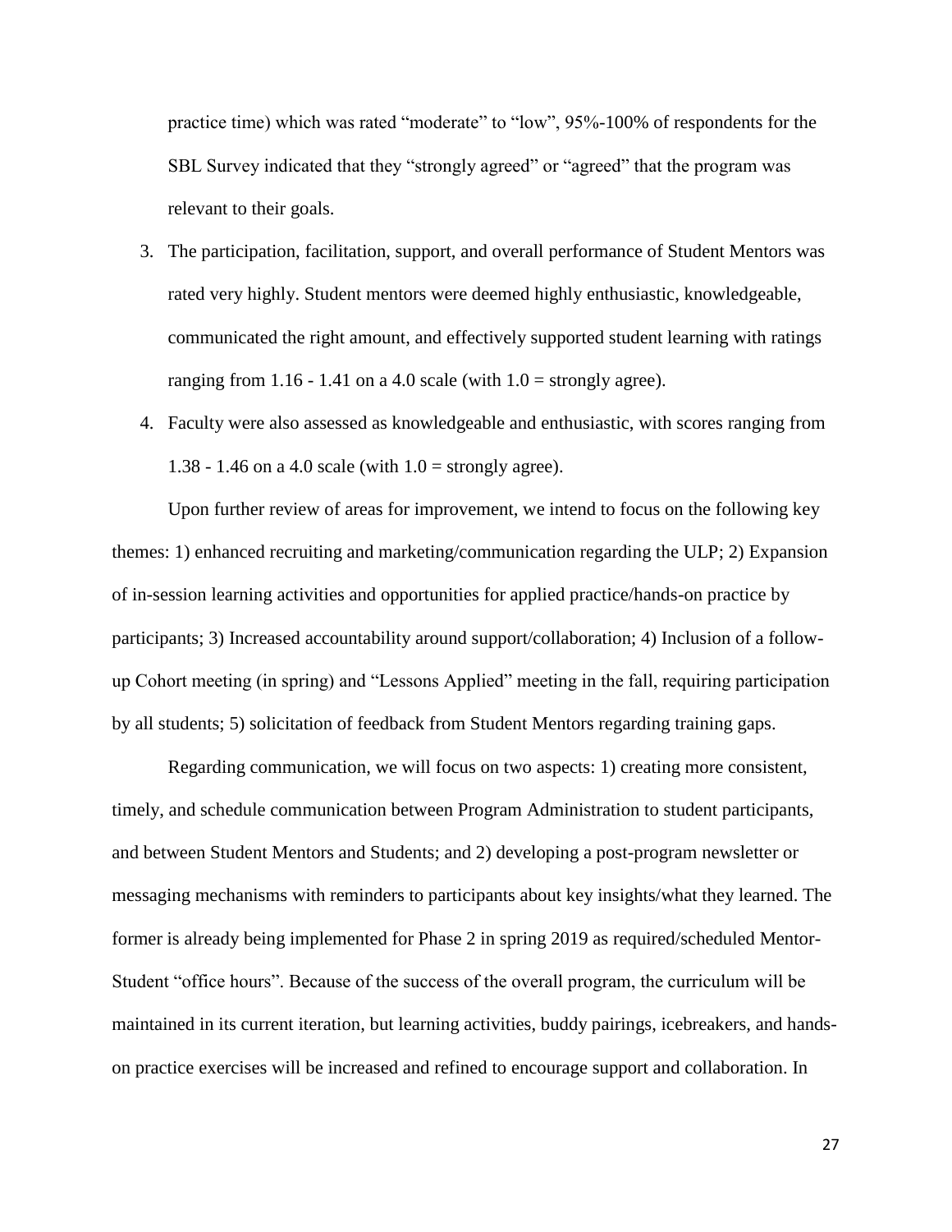practice time) which was rated "moderate" to "low", 95%-100% of respondents for the SBL Survey indicated that they "strongly agreed" or "agreed" that the program was relevant to their goals.

3. The participation, facilitation, support, and overall performance of Student Mentors was rated very highly. Student mentors were deemed highly enthusiastic, knowledgeable, communicated the right amount, and effectively supported student learning with ratings ranging from 1.16 - 1.41 on a 4.0 scale (with 1.0 = strongly agree).
4. Faculty were also assessed as knowledgeable and enthusiastic, with scores ranging from 1.38 - 1.46 on a 4.0 scale (with 1.0 = strongly agree).

Upon further review of areas for improvement, we intend to focus on the following key themes: 1) enhanced recruiting and marketing/communication regarding the ULP; 2) Expansion of in-session learning activities and opportunities for applied practice/hands-on practice by participants; 3) Increased accountability around support/collaboration; 4) Inclusion of a follow-up Cohort meeting (in spring) and "Lessons Applied" meeting in the fall, requiring participation by all students; 5) solicitation of feedback from Student Mentors regarding training gaps.

Regarding communication, we will focus on two aspects: 1) creating more consistent, timely, and schedule communication between Program Administration to student participants, and between Student Mentors and Students; and 2) developing a post-program newsletter or messaging mechanisms with reminders to participants about key insights/what they learned. The former is already being implemented for Phase 2 in spring 2019 as required/scheduled Mentor-Student "office hours". Because of the success of the overall program, the curriculum will be maintained in its current iteration, but learning activities, buddy pairings, icebreakers, and hands-on practice exercises will be increased and refined to encourage support and collaboration. In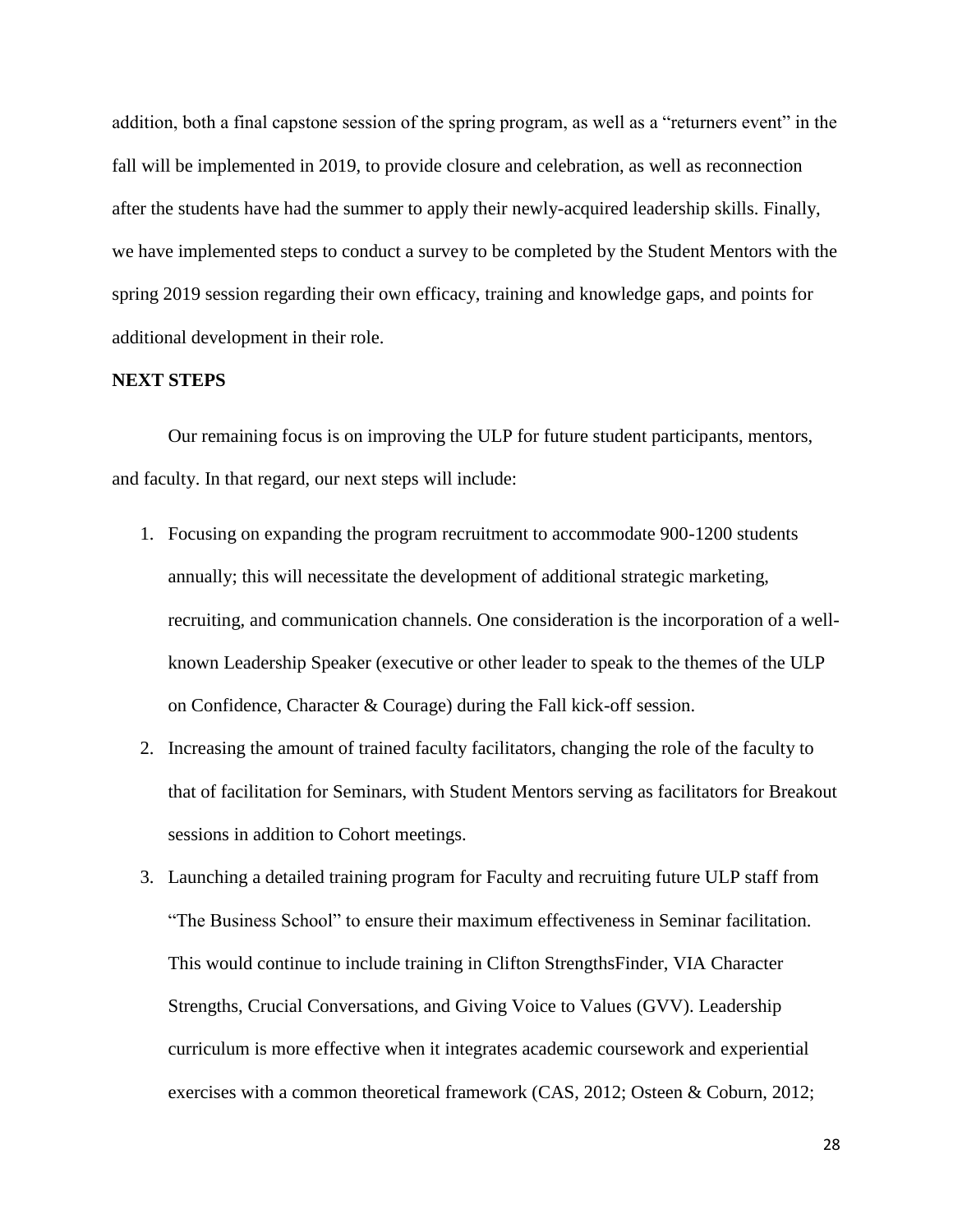addition, both a final capstone session of the spring program, as well as a "returners event" in the fall will be implemented in 2019, to provide closure and celebration, as well as reconnection after the students have had the summer to apply their newly-acquired leadership skills. Finally, we have implemented steps to conduct a survey to be completed by the Student Mentors with the spring 2019 session regarding their own efficacy, training and knowledge gaps, and points for additional development in their role.

**NEXT STEPS**

Our remaining focus is on improving the ULP for future student participants, mentors, and faculty. In that regard, our next steps will include:

1. Focusing on expanding the program recruitment to accommodate 900-1200 students annually; this will necessitate the development of additional strategic marketing, recruiting, and communication channels. One consideration is the incorporation of a well-known Leadership Speaker (executive or other leader to speak to the themes of the ULP on Confidence, Character & Courage) during the Fall kick-off session.
2. Increasing the amount of trained faculty facilitators, changing the role of the faculty to that of facilitation for Seminars, with Student Mentors serving as facilitators for Breakout sessions in addition to Cohort meetings.
3. Launching a detailed training program for Faculty and recruiting future ULP staff from "The Business School" to ensure their maximum effectiveness in Seminar facilitation. This would continue to include training in Clifton StrengthsFinder, VIA Character Strengths, Crucial Conversations, and Giving Voice to Values (GVV). Leadership curriculum is more effective when it integrates academic coursework and experiential exercises with a common theoretical framework (CAS, 2012; Osteen & Coburn, 2012;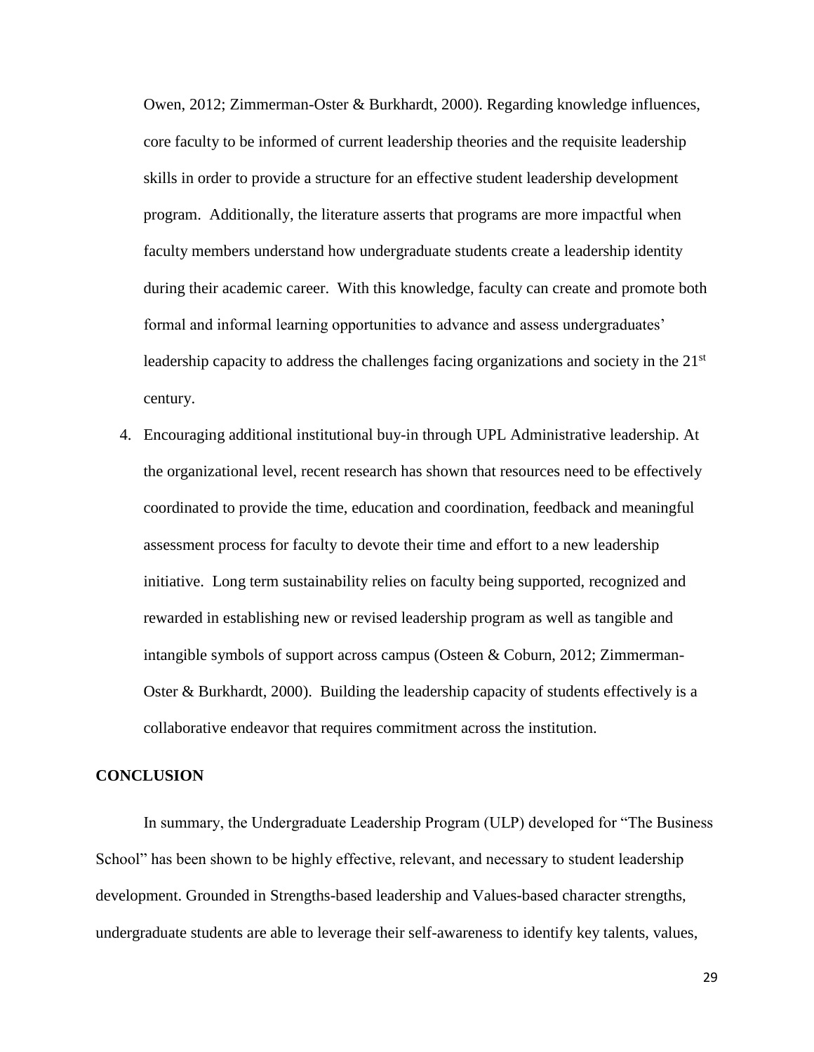Owen, 2012; Zimmerman-Oster & Burkhardt, 2000). Regarding knowledge influences, core faculty to be informed of current leadership theories and the requisite leadership skills in order to provide a structure for an effective student leadership development program. Additionally, the literature asserts that programs are more impactful when faculty members understand how undergraduate students create a leadership identity during their academic career. With this knowledge, faculty can create and promote both formal and informal learning opportunities to advance and assess undergraduates' leadership capacity to address the challenges facing organizations and society in the 21st century.

4. Encouraging additional institutional buy-in through UPL Administrative leadership. At the organizational level, recent research has shown that resources need to be effectively coordinated to provide the time, education and coordination, feedback and meaningful assessment process for faculty to devote their time and effort to a new leadership initiative. Long term sustainability relies on faculty being supported, recognized and rewarded in establishing new or revised leadership program as well as tangible and intangible symbols of support across campus (Osteen & Coburn, 2012; Zimmerman-Oster & Burkhardt, 2000). Building the leadership capacity of students effectively is a collaborative endeavor that requires commitment across the institution.

## CONCLUSION

In summary, the Undergraduate Leadership Program (ULP) developed for "The Business School" has been shown to be highly effective, relevant, and necessary to student leadership development. Grounded in Strengths-based leadership and Values-based character strengths, undergraduate students are able to leverage their self-awareness to identify key talents, values,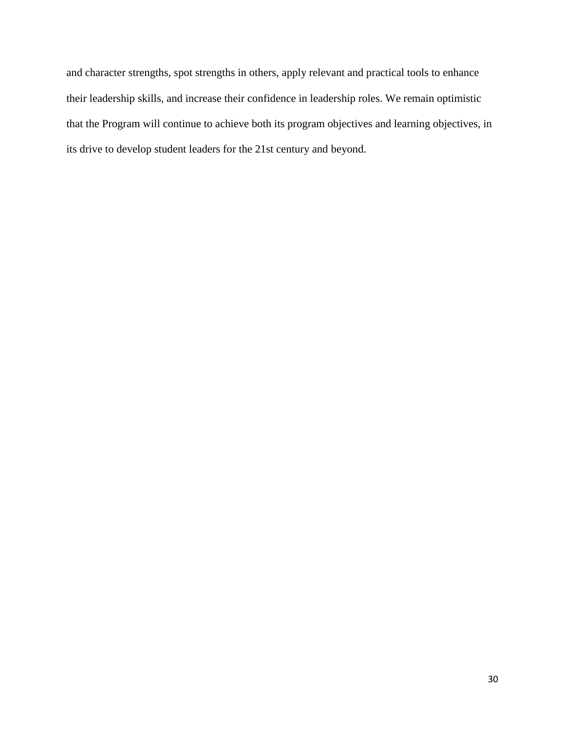and character strengths, spot strengths in others, apply relevant and practical tools to enhance their leadership skills, and increase their confidence in leadership roles. We remain optimistic that the Program will continue to achieve both its program objectives and learning objectives, in its drive to develop student leaders for the 21st century and beyond.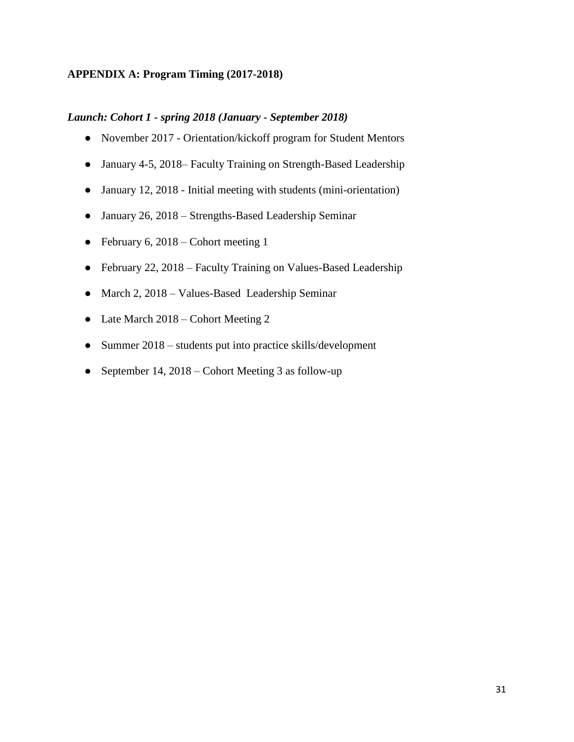**APPENDIX A: Program Timing (2017-2018)**

***Launch: Cohort 1 - spring 2018 (January - September 2018)***

- November 2017 - Orientation/kickoff program for Student Mentors
- January 4-5, 2018– Faculty Training on Strength-Based Leadership
- January 12, 2018 - Initial meeting with students (mini-orientation)
- January 26, 2018 – Strengths-Based Leadership Seminar
- February 6, 2018 – Cohort meeting 1
- February 22, 2018 – Faculty Training on Values-Based Leadership
- March 2, 2018 – Values-Based  Leadership Seminar
- Late March 2018 – Cohort Meeting 2
- Summer 2018 – students put into practice skills/development
- September 14, 2018 – Cohort Meeting 3 as follow-up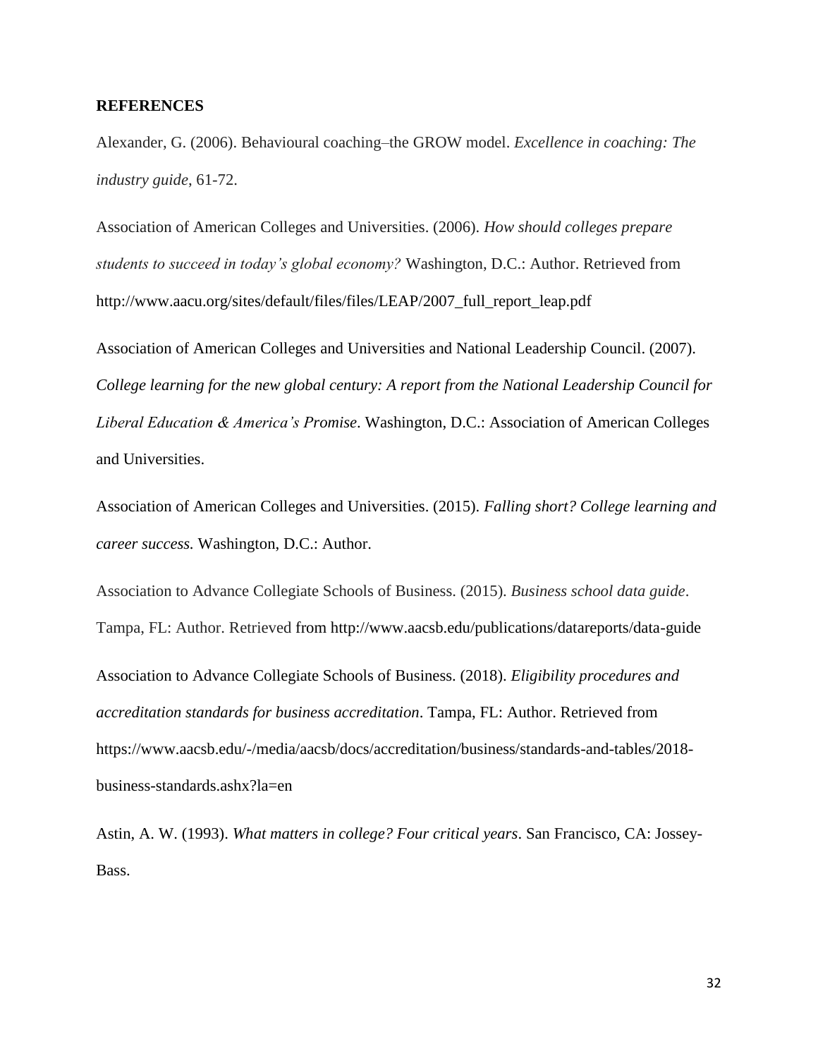## REFERENCES

Alexander, G. (2006). Behavioural coaching–the GROW model. *Excellence in coaching: The industry guide*, 61-72.

Association of American Colleges and Universities. (2006). *How should colleges prepare students to succeed in today's global economy?* Washington, D.C.: Author. Retrieved from http://www.aacu.org/sites/default/files/files/LEAP/2007_full_report_leap.pdf

Association of American Colleges and Universities and National Leadership Council. (2007). *College learning for the new global century: A report from the National Leadership Council for Liberal Education & America's Promise*. Washington, D.C.: Association of American Colleges and Universities.

Association of American Colleges and Universities. (2015). *Falling short? College learning and career success.* Washington, D.C.: Author.

Association to Advance Collegiate Schools of Business. (2015). *Business school data guide*. Tampa, FL: Author. Retrieved from http://www.aacsb.edu/publications/datareports/data-guide

Association to Advance Collegiate Schools of Business. (2018). *Eligibility procedures and accreditation standards for business accreditation*. Tampa, FL: Author. Retrieved from https://www.aacsb.edu/-/media/aacsb/docs/accreditation/business/standards-and-tables/2018-business-standards.ashx?la=en

Astin, A. W. (1993). *What matters in college? Four critical years*. San Francisco, CA: Jossey-Bass.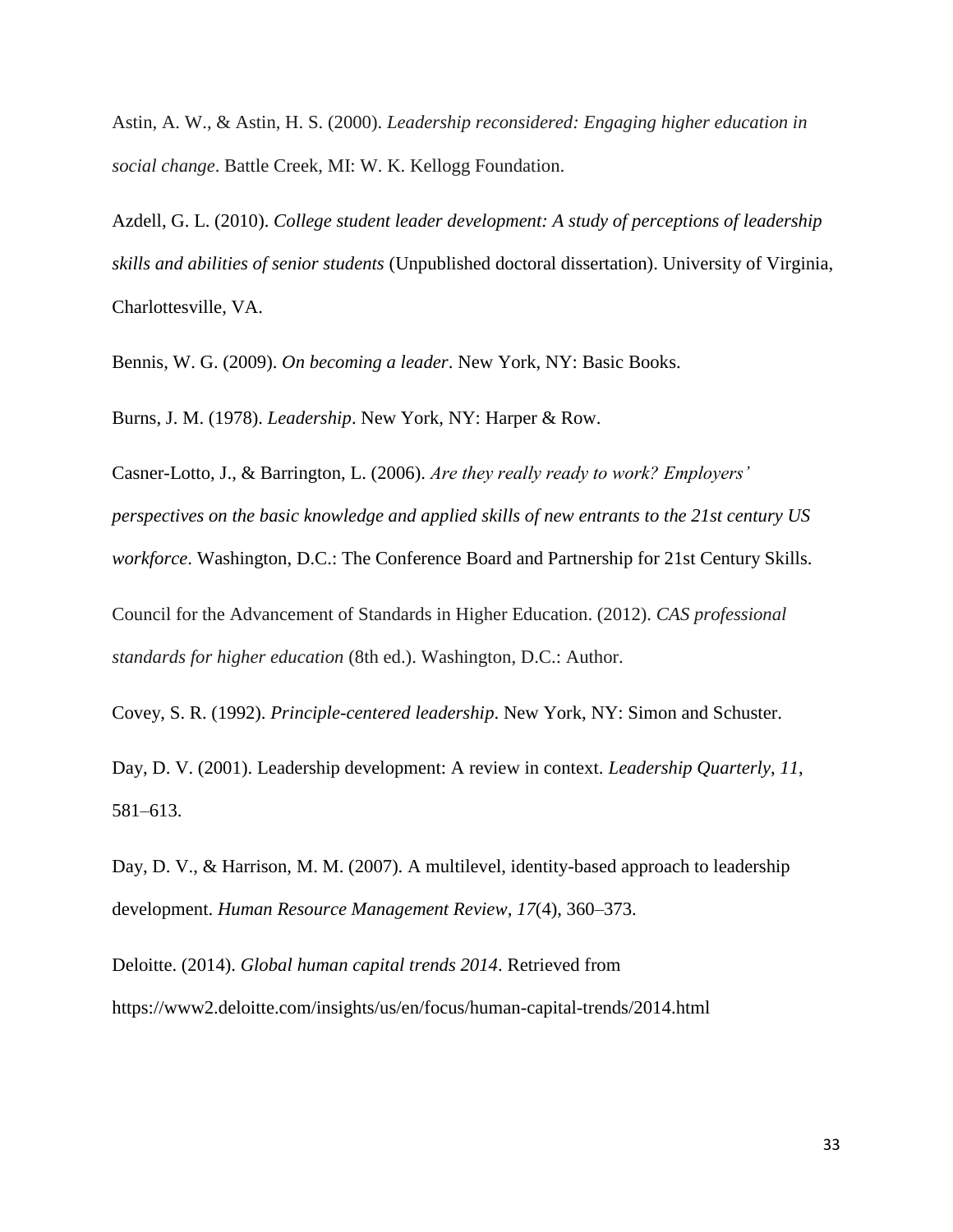Astin, A. W., & Astin, H. S. (2000). *Leadership reconsidered: Engaging higher education in social change*. Battle Creek, MI: W. K. Kellogg Foundation.

Azdell, G. L. (2010). *College student leader development: A study of perceptions of leadership skills and abilities of senior students* (Unpublished doctoral dissertation). University of Virginia, Charlottesville, VA.

Bennis, W. G. (2009). *On becoming a leader*. New York, NY: Basic Books.

Burns, J. M. (1978). *Leadership*. New York, NY: Harper & Row.

Casner-Lotto, J., & Barrington, L. (2006). *Are they really ready to work? Employers' perspectives on the basic knowledge and applied skills of new entrants to the 21st century US workforce*. Washington, D.C.: The Conference Board and Partnership for 21st Century Skills.

Council for the Advancement of Standards in Higher Education. (2012). *CAS professional standards for higher education* (8th ed.). Washington, D.C.: Author.

Covey, S. R. (1992). *Principle-centered leadership*. New York, NY: Simon and Schuster.

Day, D. V. (2001). Leadership development: A review in context. *Leadership Quarterly*, *11*, 581–613.

Day, D. V., & Harrison, M. M. (2007). A multilevel, identity-based approach to leadership development. *Human Resource Management Review*, *17*(4), 360–373.

Deloitte. (2014). *Global human capital trends 2014*. Retrieved from https://www2.deloitte.com/insights/us/en/focus/human-capital-trends/2014.html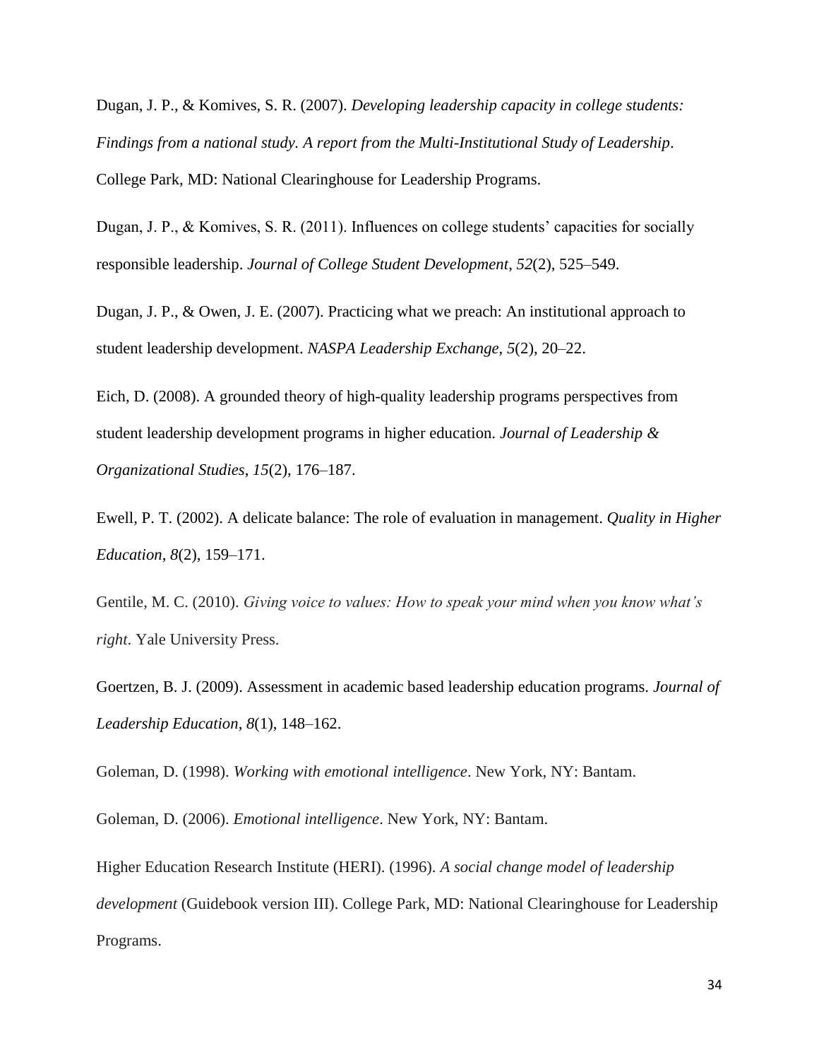Dugan, J. P., & Komives, S. R. (2007). *Developing leadership capacity in college students: Findings from a national study. A report from the Multi-Institutional Study of Leadership*. College Park, MD: National Clearinghouse for Leadership Programs.

Dugan, J. P., & Komives, S. R. (2011). Influences on college students' capacities for socially responsible leadership. *Journal of College Student Development*, *52*(2), 525–549.

Dugan, J. P., & Owen, J. E. (2007). Practicing what we preach: An institutional approach to student leadership development. *NASPA Leadership Exchange*, *5*(2), 20–22.

Eich, D. (2008). A grounded theory of high-quality leadership programs perspectives from student leadership development programs in higher education. *Journal of Leadership & Organizational Studies*, *15*(2), 176–187.

Ewell, P. T. (2002). A delicate balance: The role of evaluation in management. *Quality in Higher Education*, *8*(2), 159–171.

Gentile, M. C. (2010). *Giving voice to values: How to speak your mind when you know what's right*. Yale University Press.

Goertzen, B. J. (2009). Assessment in academic based leadership education programs. *Journal of Leadership Education*, *8*(1), 148–162.

Goleman, D. (1998). *Working with emotional intelligence*. New York, NY: Bantam.

Goleman, D. (2006). *Emotional intelligence*. New York, NY: Bantam.

Higher Education Research Institute (HERI). (1996). *A social change model of leadership development* (Guidebook version III). College Park, MD: National Clearinghouse for Leadership Programs.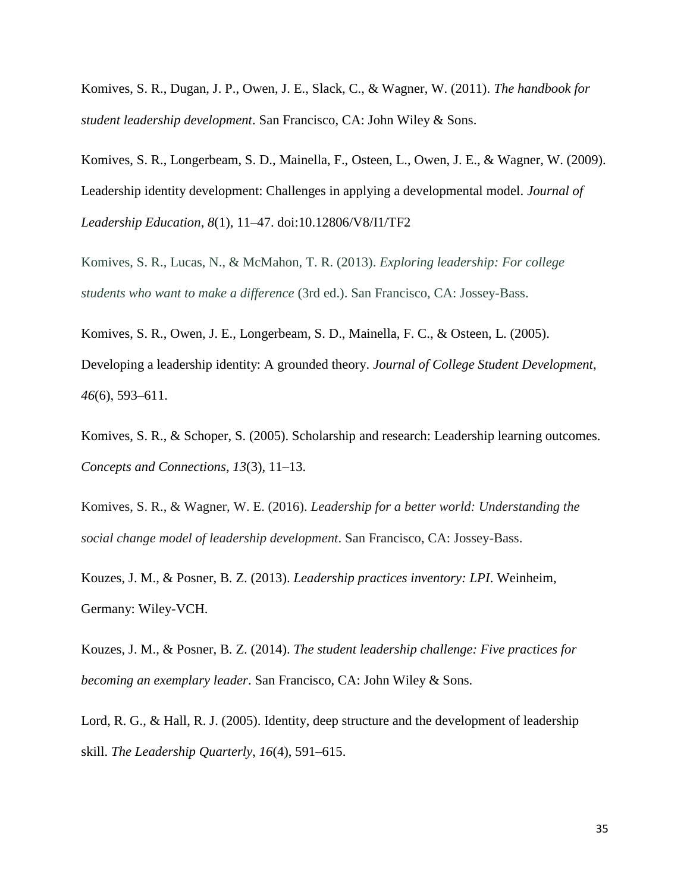Komives, S. R., Dugan, J. P., Owen, J. E., Slack, C., & Wagner, W. (2011). *The handbook for student leadership development*. San Francisco, CA: John Wiley & Sons.

Komives, S. R., Longerbeam, S. D., Mainella, F., Osteen, L., Owen, J. E., & Wagner, W. (2009). Leadership identity development: Challenges in applying a developmental model. *Journal of Leadership Education*, *8*(1), 11–47. doi:10.12806/V8/I1/TF2

Komives, S. R., Lucas, N., & McMahon, T. R. (2013). *Exploring leadership: For college students who want to make a difference* (3rd ed.). San Francisco, CA: Jossey-Bass.

Komives, S. R., Owen, J. E., Longerbeam, S. D., Mainella, F. C., & Osteen, L. (2005). Developing a leadership identity: A grounded theory. *Journal of College Student Development*, *46*(6), 593–611.

Komives, S. R., & Schoper, S. (2005). Scholarship and research: Leadership learning outcomes. *Concepts and Connections*, *13*(3), 11–13.

Komives, S. R., & Wagner, W. E. (2016). *Leadership for a better world: Understanding the social change model of leadership development*. San Francisco, CA: Jossey-Bass.

Kouzes, J. M., & Posner, B. Z. (2013). *Leadership practices inventory: LPI*. Weinheim, Germany: Wiley-VCH.

Kouzes, J. M., & Posner, B. Z. (2014). *The student leadership challenge: Five practices for becoming an exemplary leader*. San Francisco, CA: John Wiley & Sons.

Lord, R. G., & Hall, R. J. (2005). Identity, deep structure and the development of leadership skill. *The Leadership Quarterly*, *16*(4), 591–615.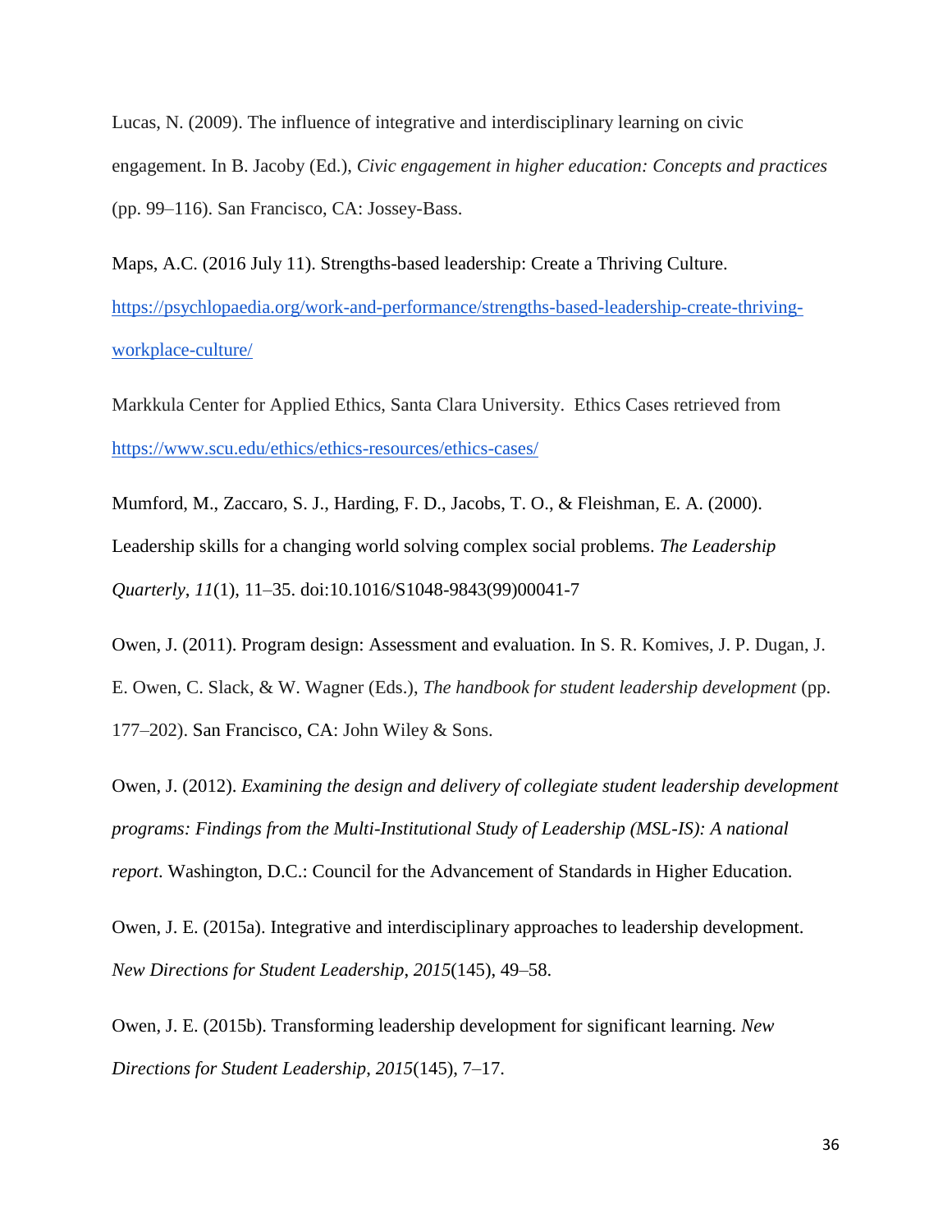Lucas, N. (2009). The influence of integrative and interdisciplinary learning on civic engagement. In B. Jacoby (Ed.), *Civic engagement in higher education: Concepts and practices* (pp. 99–116). San Francisco, CA: Jossey-Bass.

Maps, A.C. (2016 July 11). Strengths-based leadership: Create a Thriving Culture. [https://psychlopaedia.org/work-and-performance/strengths-based-leadership-create-thriving-workplace-culture/](https://psychlopaedia.org/work-and-performance/strengths-based-leadership-create-thriving-workplace-culture/)

Markkula Center for Applied Ethics, Santa Clara University. Ethics Cases retrieved from [https://www.scu.edu/ethics/ethics-resources/ethics-cases/](https://www.scu.edu/ethics/ethics-resources/ethics-cases/)

Mumford, M., Zaccaro, S. J., Harding, F. D., Jacobs, T. O., & Fleishman, E. A. (2000). Leadership skills for a changing world solving complex social problems. *The Leadership Quarterly*, *11*(1), 11–35. doi:10.1016/S1048-9843(99)00041-7

Owen, J. (2011). Program design: Assessment and evaluation. In S. R. Komives, J. P. Dugan, J. E. Owen, C. Slack, & W. Wagner (Eds.), *The handbook for student leadership development* (pp. 177–202). San Francisco, CA: John Wiley & Sons.

Owen, J. (2012). *Examining the design and delivery of collegiate student leadership development programs: Findings from the Multi-Institutional Study of Leadership (MSL-IS): A national report*. Washington, D.C.: Council for the Advancement of Standards in Higher Education.

Owen, J. E. (2015a). Integrative and interdisciplinary approaches to leadership development. *New Directions for Student Leadership*, *2015*(145), 49–58.

Owen, J. E. (2015b). Transforming leadership development for significant learning. *New Directions for Student Leadership*, *2015*(145), 7–17.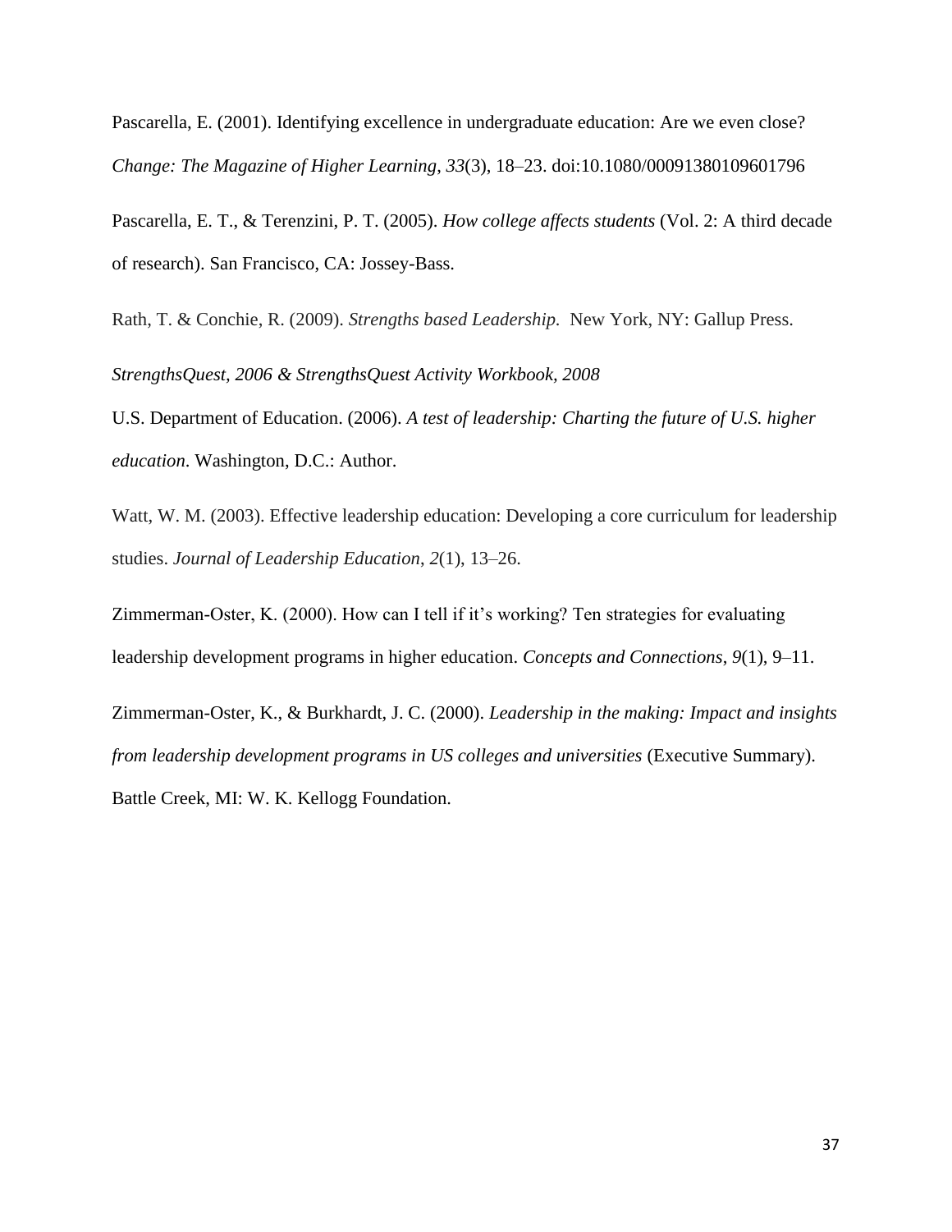Pascarella, E. (2001). Identifying excellence in undergraduate education: Are we even close? *Change: The Magazine of Higher Learning*, *33*(3), 18–23. doi:10.1080/00091380109601796

Pascarella, E. T., & Terenzini, P. T. (2005). *How college affects students* (Vol. 2: A third decade of research). San Francisco, CA: Jossey-Bass.

Rath, T. & Conchie, R. (2009). *Strengths based Leadership.* New York, NY: Gallup Press.

*StrengthsQuest, 2006 & StrengthsQuest Activity Workbook, 2008*

U.S. Department of Education. (2006). *A test of leadership: Charting the future of U.S. higher education*. Washington, D.C.: Author.

Watt, W. M. (2003). Effective leadership education: Developing a core curriculum for leadership studies. *Journal of Leadership Education*, *2*(1), 13–26.

Zimmerman-Oster, K. (2000). How can I tell if it's working? Ten strategies for evaluating leadership development programs in higher education. *Concepts and Connections*, *9*(1), 9–11.

Zimmerman-Oster, K., & Burkhardt, J. C. (2000). *Leadership in the making: Impact and insights from leadership development programs in US colleges and universities* (Executive Summary). Battle Creek, MI: W. K. Kellogg Foundation.